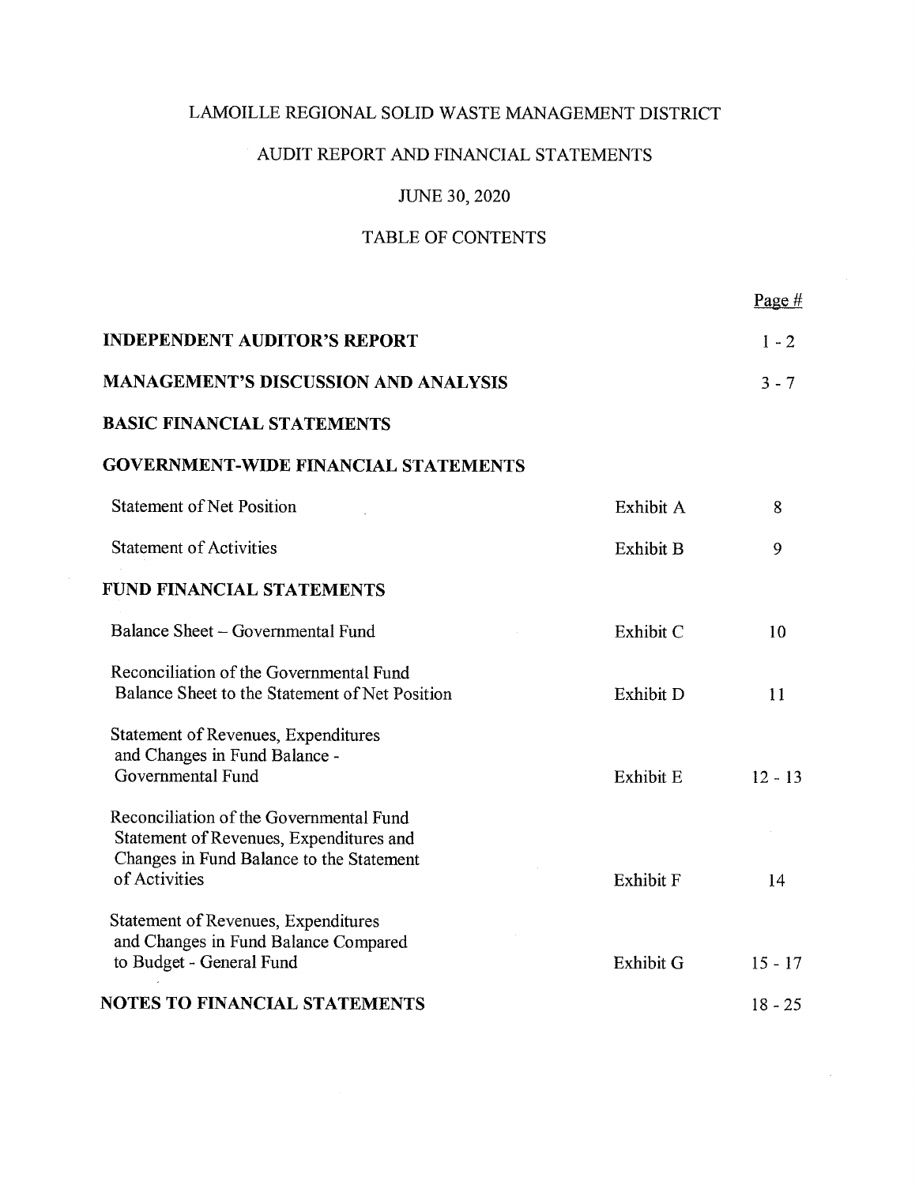# LAMOILLE REGIONAL SOLID WASTE MANAGEMENT DISTRICT

## AUDIT REPORT AND FINANCIAL STATEMENTS

## JUNE 30, 2020

## TABLE OF CONTENTS

| | | Page # |
|---|---|---|
| **INDEPENDENT AUDITOR'S REPORT** | | 1 - 2 |
| **MANAGEMENT'S DISCUSSION AND ANALYSIS** | | 3 - 7 |
| **BASIC FINANCIAL STATEMENTS** | | |
| **GOVERNMENT-WIDE FINANCIAL STATEMENTS** | | |
| Statement of Net Position | Exhibit A | 8 |
| Statement of Activities | Exhibit B | 9 |
| **FUND FINANCIAL STATEMENTS** | | |
| Balance Sheet – Governmental Fund | Exhibit C | 10 |
| Reconciliation of the Governmental Fund Balance Sheet to the Statement of Net Position | Exhibit D | 11 |
| Statement of Revenues, Expenditures and Changes in Fund Balance - Governmental Fund | Exhibit E | 12 - 13 |
| Reconciliation of the Governmental Fund Statement of Revenues, Expenditures and Changes in Fund Balance to the Statement of Activities | Exhibit F | 14 |
| Statement of Revenues, Expenditures and Changes in Fund Balance Compared to Budget - General Fund | Exhibit G | 15 - 17 |
| **NOTES TO FINANCIAL STATEMENTS** | | 18 - 25 |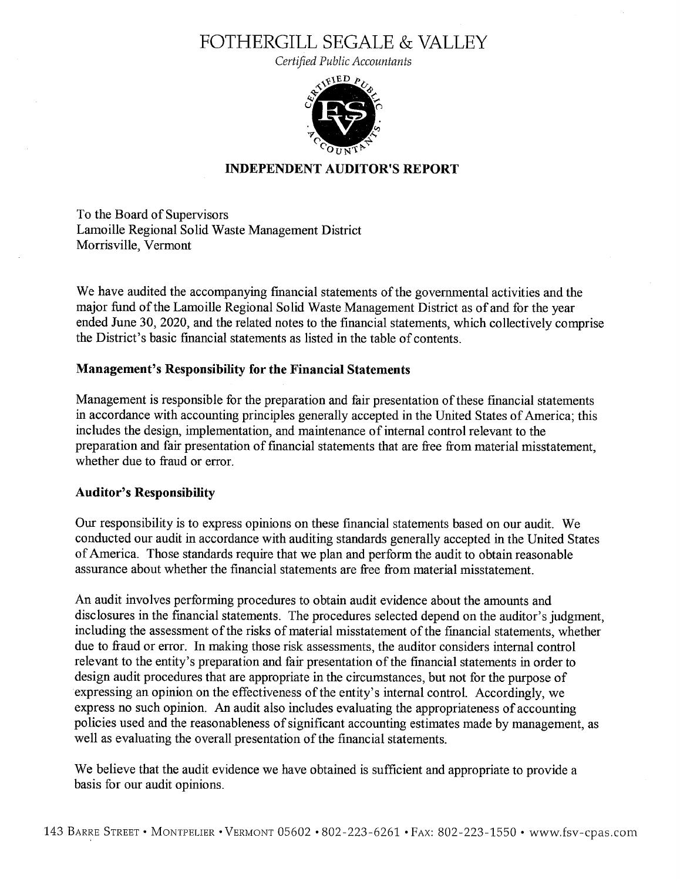# FOTHERGILL SEGALE & VALLEY

*Certified Public Accountants*

## INDEPENDENT AUDITOR'S REPORT

To the Board of Supervisors
Lamoille Regional Solid Waste Management District
Morrisville, Vermont

We have audited the accompanying financial statements of the governmental activities and the major fund of the Lamoille Regional Solid Waste Management District as of and for the year ended June 30, 2020, and the related notes to the financial statements, which collectively comprise the District's basic financial statements as listed in the table of contents.

### Management's Responsibility for the Financial Statements

Management is responsible for the preparation and fair presentation of these financial statements in accordance with accounting principles generally accepted in the United States of America; this includes the design, implementation, and maintenance of internal control relevant to the preparation and fair presentation of financial statements that are free from material misstatement, whether due to fraud or error.

### Auditor's Responsibility

Our responsibility is to express opinions on these financial statements based on our audit. We conducted our audit in accordance with auditing standards generally accepted in the United States of America. Those standards require that we plan and perform the audit to obtain reasonable assurance about whether the financial statements are free from material misstatement.

An audit involves performing procedures to obtain audit evidence about the amounts and disclosures in the financial statements. The procedures selected depend on the auditor's judgment, including the assessment of the risks of material misstatement of the financial statements, whether due to fraud or error. In making those risk assessments, the auditor considers internal control relevant to the entity's preparation and fair presentation of the financial statements in order to design audit procedures that are appropriate in the circumstances, but not for the purpose of expressing an opinion on the effectiveness of the entity's internal control. Accordingly, we express no such opinion. An audit also includes evaluating the appropriateness of accounting policies used and the reasonableness of significant accounting estimates made by management, as well as evaluating the overall presentation of the financial statements.

We believe that the audit evidence we have obtained is sufficient and appropriate to provide a basis for our audit opinions.

143 Barre Street • Montpelier • Vermont 05602 • 802-223-6261 • Fax: 802-223-1550 • www.fsv-cpas.com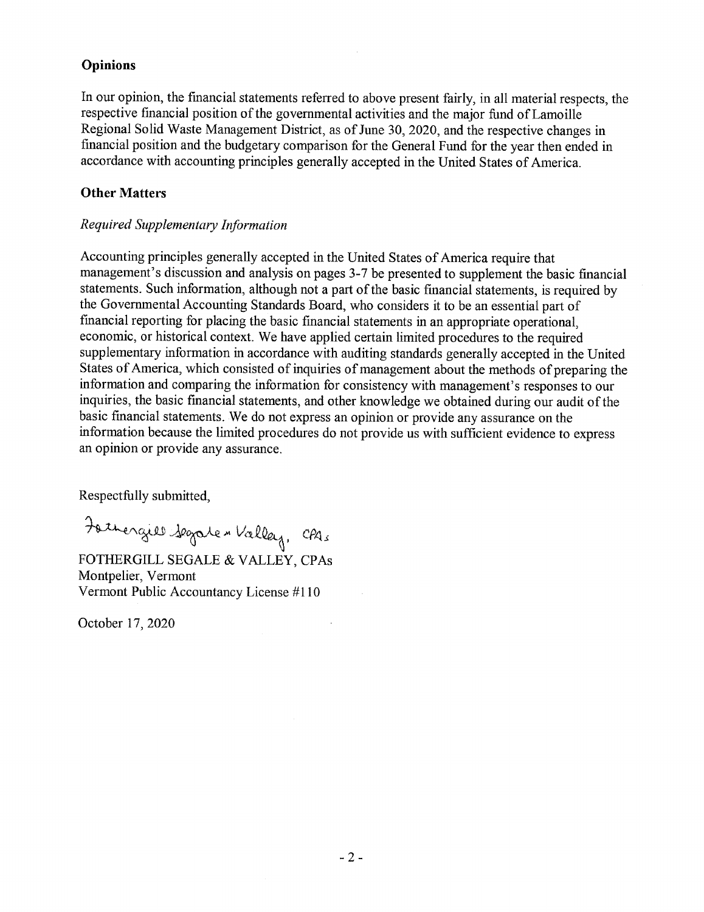## Opinions

In our opinion, the financial statements referred to above present fairly, in all material respects, the respective financial position of the governmental activities and the major fund of Lamoille Regional Solid Waste Management District, as of June 30, 2020, and the respective changes in financial position and the budgetary comparison for the General Fund for the year then ended in accordance with accounting principles generally accepted in the United States of America.

## Other Matters

*Required Supplementary Information*

Accounting principles generally accepted in the United States of America require that management's discussion and analysis on pages 3-7 be presented to supplement the basic financial statements. Such information, although not a part of the basic financial statements, is required by the Governmental Accounting Standards Board, who considers it to be an essential part of financial reporting for placing the basic financial statements in an appropriate operational, economic, or historical context. We have applied certain limited procedures to the required supplementary information in accordance with auditing standards generally accepted in the United States of America, which consisted of inquiries of management about the methods of preparing the information and comparing the information for consistency with management's responses to our inquiries, the basic financial statements, and other knowledge we obtained during our audit of the basic financial statements. We do not express an opinion or provide any assurance on the information because the limited procedures do not provide us with sufficient evidence to express an opinion or provide any assurance.

Respectfully submitted,

Fothergill Segale & Valley, CPAs

FOTHERGILL SEGALE & VALLEY, CPAs
Montpelier, Vermont
Vermont Public Accountancy License #110

October 17, 2020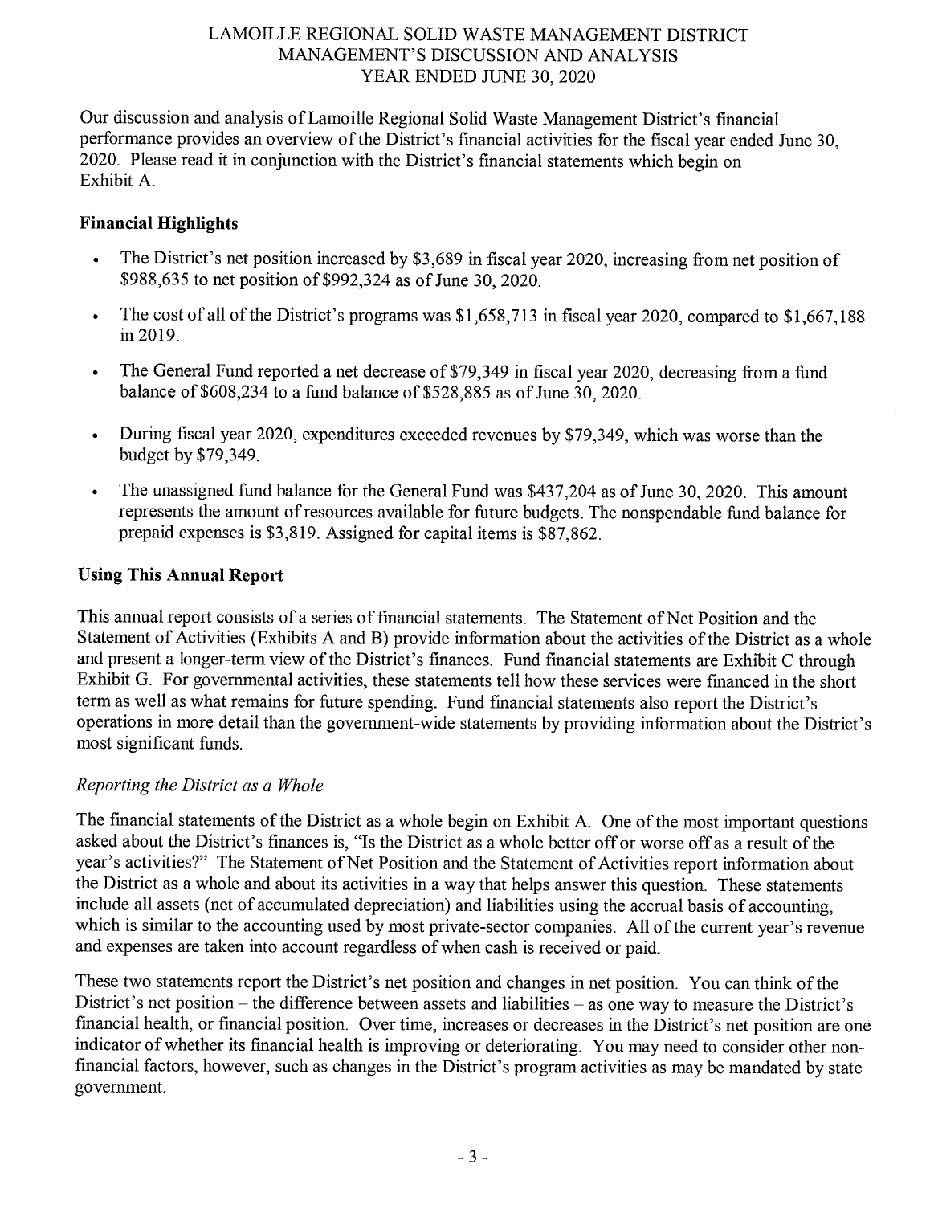# LAMOILLE REGIONAL SOLID WASTE MANAGEMENT DISTRICT
## MANAGEMENT'S DISCUSSION AND ANALYSIS
### YEAR ENDED JUNE 30, 2020

Our discussion and analysis of Lamoille Regional Solid Waste Management District's financial performance provides an overview of the District's financial activities for the fiscal year ended June 30, 2020. Please read it in conjunction with the District's financial statements which begin on Exhibit A.

**Financial Highlights**

- The District's net position increased by $3,689 in fiscal year 2020, increasing from net position of $988,635 to net position of $992,324 as of June 30, 2020.
- The cost of all of the District's programs was $1,658,713 in fiscal year 2020, compared to $1,667,188 in 2019.
- The General Fund reported a net decrease of $79,349 in fiscal year 2020, decreasing from a fund balance of $608,234 to a fund balance of $528,885 as of June 30, 2020.
- During fiscal year 2020, expenditures exceeded revenues by $79,349, which was worse than the budget by $79,349.
- The unassigned fund balance for the General Fund was $437,204 as of June 30, 2020. This amount represents the amount of resources available for future budgets. The nonspendable fund balance for prepaid expenses is $3,819. Assigned for capital items is $87,862.

**Using This Annual Report**

This annual report consists of a series of financial statements. The Statement of Net Position and the Statement of Activities (Exhibits A and B) provide information about the activities of the District as a whole and present a longer-term view of the District's finances. Fund financial statements are Exhibit C through Exhibit G. For governmental activities, these statements tell how these services were financed in the short term as well as what remains for future spending. Fund financial statements also report the District's operations in more detail than the government-wide statements by providing information about the District's most significant funds.

*Reporting the District as a Whole*

The financial statements of the District as a whole begin on Exhibit A. One of the most important questions asked about the District's finances is, "Is the District as a whole better off or worse off as a result of the year's activities?" The Statement of Net Position and the Statement of Activities report information about the District as a whole and about its activities in a way that helps answer this question. These statements include all assets (net of accumulated depreciation) and liabilities using the accrual basis of accounting, which is similar to the accounting used by most private-sector companies. All of the current year's revenue and expenses are taken into account regardless of when cash is received or paid.

These two statements report the District's net position and changes in net position. You can think of the District's net position – the difference between assets and liabilities – as one way to measure the District's financial health, or financial position. Over time, increases or decreases in the District's net position are one indicator of whether its financial health is improving or deteriorating. You may need to consider other non-financial factors, however, such as changes in the District's program activities as may be mandated by state government.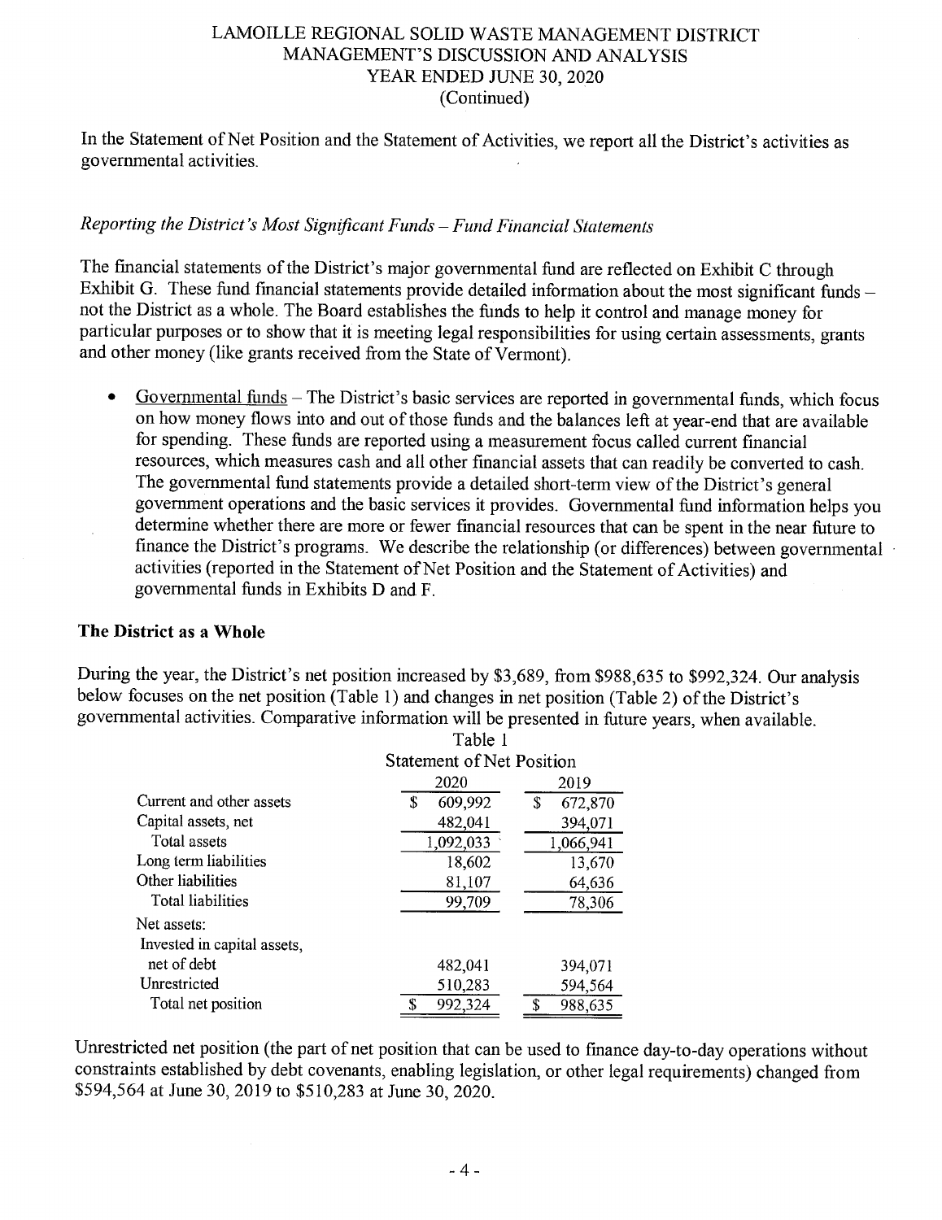In the Statement of Net Position and the Statement of Activities, we report all the District's activities as governmental activities.

*Reporting the District's Most Significant Funds – Fund Financial Statements*

The financial statements of the District's major governmental fund are reflected on Exhibit C through Exhibit G. These fund financial statements provide detailed information about the most significant funds – not the District as a whole. The Board establishes the funds to help it control and manage money for particular purposes or to show that it is meeting legal responsibilities for using certain assessments, grants and other money (like grants received from the State of Vermont).

- Governmental funds – The District's basic services are reported in governmental funds, which focus on how money flows into and out of those funds and the balances left at year-end that are available for spending. These funds are reported using a measurement focus called current financial resources, which measures cash and all other financial assets that can readily be converted to cash. The governmental fund statements provide a detailed short-term view of the District's general government operations and the basic services it provides. Governmental fund information helps you determine whether there are more or fewer financial resources that can be spent in the near future to finance the District's programs. We describe the relationship (or differences) between governmental activities (reported in the Statement of Net Position and the Statement of Activities) and governmental funds in Exhibits D and F.

**The District as a Whole**

During the year, the District's net position increased by $3,689, from $988,635 to $992,324. Our analysis below focuses on the net position (Table 1) and changes in net position (Table 2) of the District's governmental activities. Comparative information will be presented in future years, when available.

Table 1
Statement of Net Position

| | 2020 | 2019 |
|---|---|---|
| Current and other assets | $ 609,992 | $ 672,870 |
| Capital assets, net | 482,041 | 394,071 |
| Total assets | 1,092,033 | 1,066,941 |
| Long term liabilities | 18,602 | 13,670 |
| Other liabilities | 81,107 | 64,636 |
| Total liabilities | 99,709 | 78,306 |
| Net assets: | | |
| Invested in capital assets, net of debt | 482,041 | 394,071 |
| Unrestricted | 510,283 | 594,564 |
| Total net position | $ 992,324 | $ 988,635 |

Unrestricted net position (the part of net position that can be used to finance day-to-day operations without constraints established by debt covenants, enabling legislation, or other legal requirements) changed from $594,564 at June 30, 2019 to $510,283 at June 30, 2020.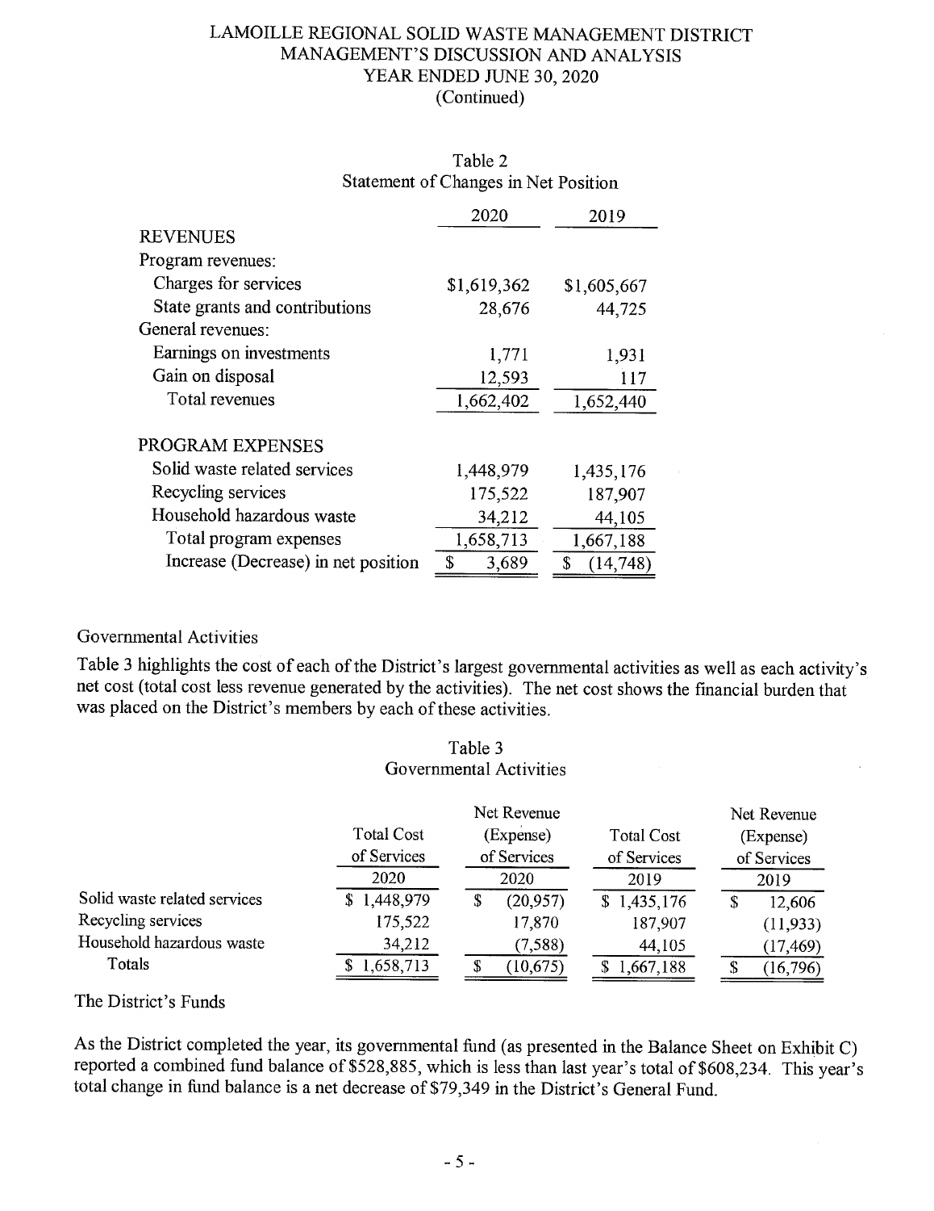# LAMOILLE REGIONAL SOLID WASTE MANAGEMENT DISTRICT
## MANAGEMENT'S DISCUSSION AND ANALYSIS
### YEAR ENDED JUNE 30, 2020
(Continued)

Table 2
Statement of Changes in Net Position

| | 2020 | 2019 |
|---|---|---|
| REVENUES | | |
| Program revenues: | | |
| Charges for services | $1,619,362 | $1,605,667 |
| State grants and contributions | 28,676 | 44,725 |
| General revenues: | | |
| Earnings on investments | 1,771 | 1,931 |
| Gain on disposal | 12,593 | 117 |
| Total revenues | 1,662,402 | 1,652,440 |
| PROGRAM EXPENSES | | |
| Solid waste related services | 1,448,979 | 1,435,176 |
| Recycling services | 175,522 | 187,907 |
| Household hazardous waste | 34,212 | 44,105 |
| Total program expenses | 1,658,713 | 1,667,188 |
| Increase (Decrease) in net position | $ 3,689 | $ (14,748) |

Governmental Activities

Table 3 highlights the cost of each of the District's largest governmental activities as well as each activity's net cost (total cost less revenue generated by the activities). The net cost shows the financial burden that was placed on the District's members by each of these activities.

Table 3
Governmental Activities

| | Total Cost of Services 2020 | Net Revenue (Expense) of Services 2020 | Total Cost of Services 2019 | Net Revenue (Expense) of Services 2019 |
|---|---|---|---|---|
| Solid waste related services | $ 1,448,979 | $ (20,957) | $ 1,435,176 | $ 12,606 |
| Recycling services | 175,522 | 17,870 | 187,907 | (11,933) |
| Household hazardous waste | 34,212 | (7,588) | 44,105 | (17,469) |
| Totals | $ 1,658,713 | $ (10,675) | $ 1,667,188 | $ (16,796) |

The District's Funds

As the District completed the year, its governmental fund (as presented in the Balance Sheet on Exhibit C) reported a combined fund balance of $528,885, which is less than last year's total of $608,234. This year's total change in fund balance is a net decrease of $79,349 in the District's General Fund.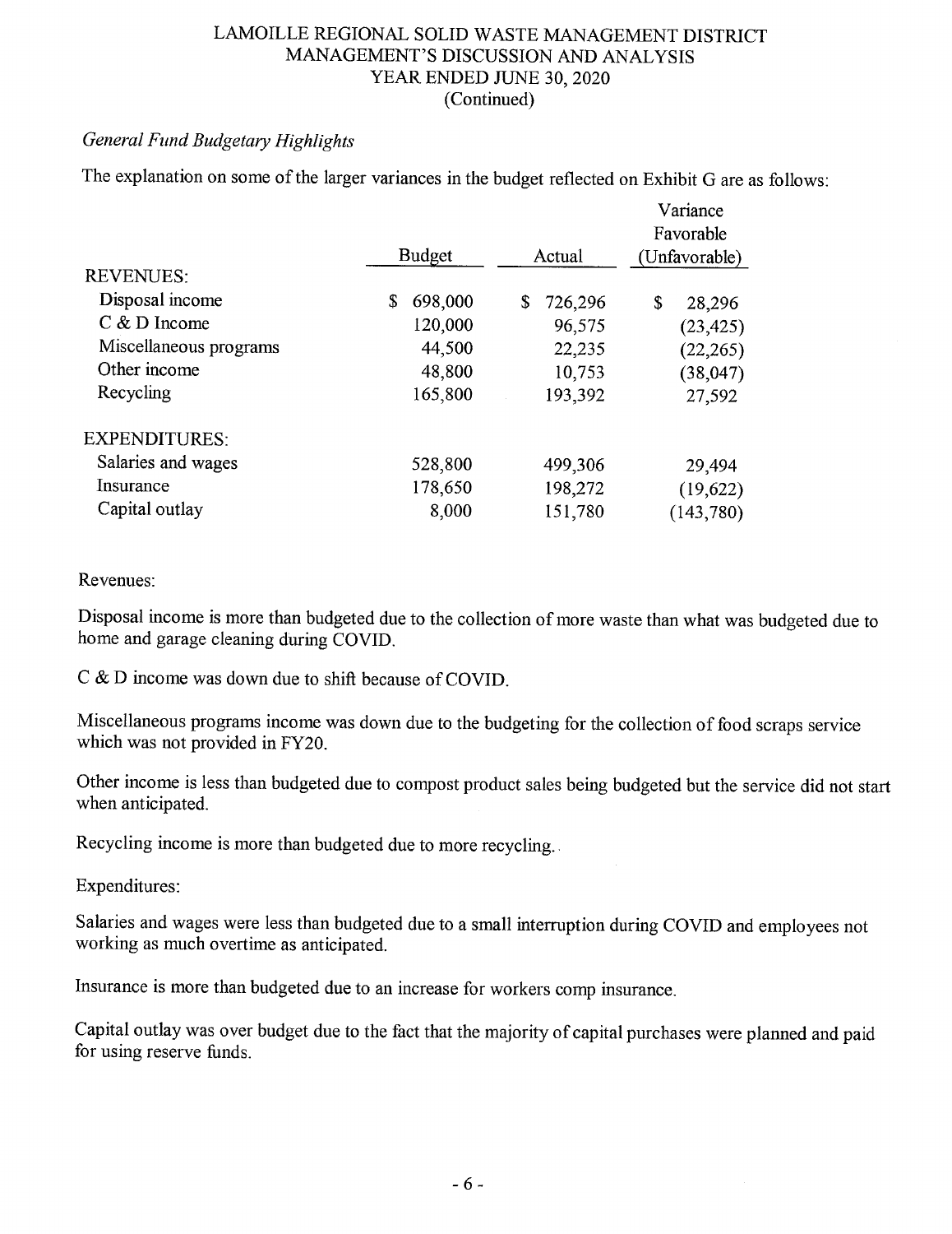# LAMOILLE REGIONAL SOLID WASTE MANAGEMENT DISTRICT
## MANAGEMENT'S DISCUSSION AND ANALYSIS
## YEAR ENDED JUNE 30, 2020
## (Continued)

*General Fund Budgetary Highlights*

The explanation on some of the larger variances in the budget reflected on Exhibit G are as follows:

| | Budget | Actual | Variance Favorable (Unfavorable) |
|---|---|---|---|
| REVENUES: | | | |
| Disposal income | $ 698,000 | $ 726,296 | $ 28,296 |
| C & D Income | 120,000 | 96,575 | (23,425) |
| Miscellaneous programs | 44,500 | 22,235 | (22,265) |
| Other income | 48,800 | 10,753 | (38,047) |
| Recycling | 165,800 | 193,392 | 27,592 |
| EXPENDITURES: | | | |
| Salaries and wages | 528,800 | 499,306 | 29,494 |
| Insurance | 178,650 | 198,272 | (19,622) |
| Capital outlay | 8,000 | 151,780 | (143,780) |

Revenues:

Disposal income is more than budgeted due to the collection of more waste than what was budgeted due to home and garage cleaning during COVID.

C & D income was down due to shift because of COVID.

Miscellaneous programs income was down due to the budgeting for the collection of food scraps service which was not provided in FY20.

Other income is less than budgeted due to compost product sales being budgeted but the service did not start when anticipated.

Recycling income is more than budgeted due to more recycling.

Expenditures:

Salaries and wages were less than budgeted due to a small interruption during COVID and employees not working as much overtime as anticipated.

Insurance is more than budgeted due to an increase for workers comp insurance.

Capital outlay was over budget due to the fact that the majority of capital purchases were planned and paid for using reserve funds.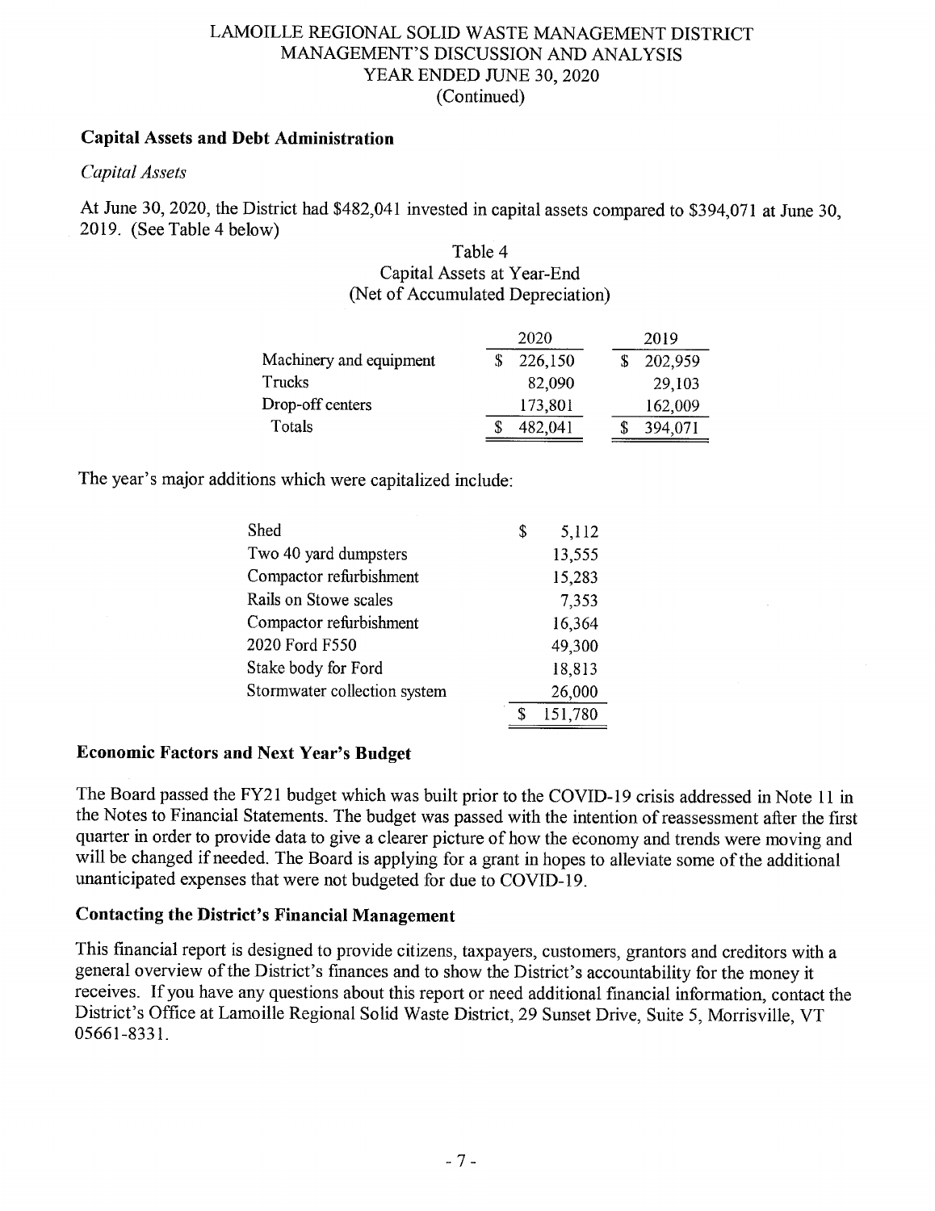# LAMOILLE REGIONAL SOLID WASTE MANAGEMENT DISTRICT
## MANAGEMENT'S DISCUSSION AND ANALYSIS
## YEAR ENDED JUNE 30, 2020
## (Continued)

### Capital Assets and Debt Administration

*Capital Assets*

At June 30, 2020, the District had $482,041 invested in capital assets compared to $394,071 at June 30, 2019. (See Table 4 below)

Table 4
Capital Assets at Year-End
(Net of Accumulated Depreciation)

| | 2020 | 2019 |
|---|---|---|
| Machinery and equipment | $ 226,150 | $ 202,959 |
| Trucks | 82,090 | 29,103 |
| Drop-off centers | 173,801 | 162,009 |
| Totals | $ 482,041 | $ 394,071 |

The year's major additions which were capitalized include:

| | |
|---|---|
| Shed | $ 5,112 |
| Two 40 yard dumpsters | 13,555 |
| Compactor refurbishment | 15,283 |
| Rails on Stowe scales | 7,353 |
| Compactor refurbishment | 16,364 |
| 2020 Ford F550 | 49,300 |
| Stake body for Ford | 18,813 |
| Stormwater collection system | 26,000 |
| | $ 151,780 |

### Economic Factors and Next Year's Budget

The Board passed the FY21 budget which was built prior to the COVID-19 crisis addressed in Note 11 in the Notes to Financial Statements. The budget was passed with the intention of reassessment after the first quarter in order to provide data to give a clearer picture of how the economy and trends were moving and will be changed if needed. The Board is applying for a grant in hopes to alleviate some of the additional unanticipated expenses that were not budgeted for due to COVID-19.

### Contacting the District's Financial Management

This financial report is designed to provide citizens, taxpayers, customers, grantors and creditors with a general overview of the District's finances and to show the District's accountability for the money it receives. If you have any questions about this report or need additional financial information, contact the District's Office at Lamoille Regional Solid Waste District, 29 Sunset Drive, Suite 5, Morrisville, VT 05661-8331.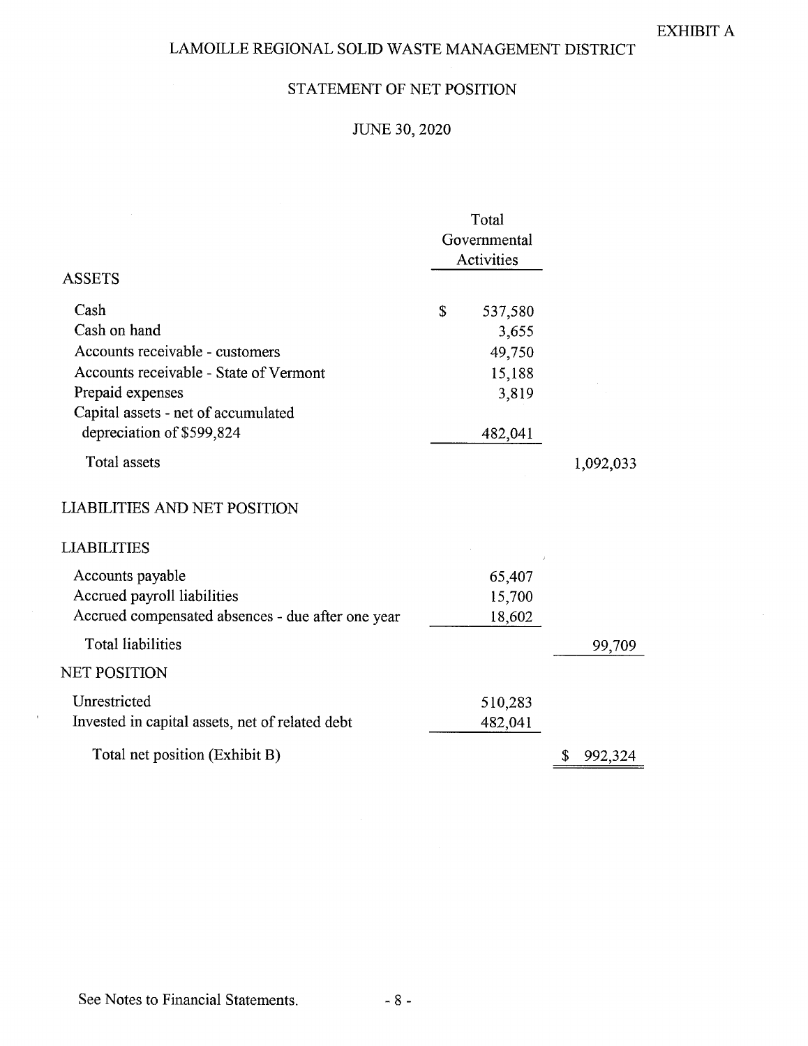EXHIBIT A

# LAMOILLE REGIONAL SOLID WASTE MANAGEMENT DISTRICT

## STATEMENT OF NET POSITION

### JUNE 30, 2020

| | Total Governmental Activities | |
|---|---|---|
| **ASSETS** | | |
| Cash | $ 537,580 | |
| Cash on hand | 3,655 | |
| Accounts receivable - customers | 49,750 | |
| Accounts receivable - State of Vermont | 15,188 | |
| Prepaid expenses | 3,819 | |
| Capital assets - net of accumulated depreciation of $599,824 | 482,041 | |
| Total assets | | 1,092,033 |
| **LIABILITIES AND NET POSITION** | | |
| **LIABILITIES** | | |
| Accounts payable | 65,407 | |
| Accrued payroll liabilities | 15,700 | |
| Accrued compensated absences - due after one year | 18,602 | |
| Total liabilities | | 99,709 |
| **NET POSITION** | | |
| Unrestricted | 510,283 | |
| Invested in capital assets, net of related debt | 482,041 | |
| Total net position (Exhibit B) | | $ 992,324 |

See Notes to Financial Statements.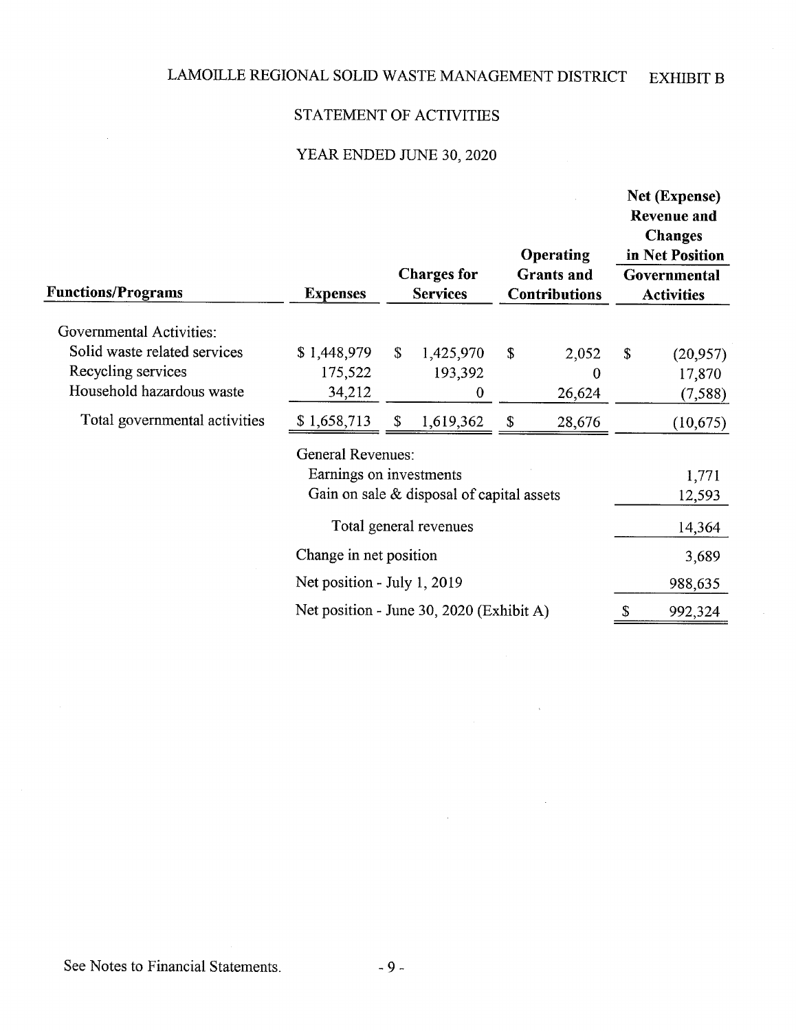# LAMOILLE REGIONAL SOLID WASTE MANAGEMENT DISTRICT

EXHIBIT B

## STATEMENT OF ACTIVITIES

### YEAR ENDED JUNE 30, 2020

| Functions/Programs | Expenses | Charges for Services | Operating Grants and Contributions | Net (Expense) Revenue and Changes in Net Position Governmental Activities |
|---|---|---|---|---|
| Governmental Activities: | | | | |
| Solid waste related services | $ 1,448,979 | $ 1,425,970 | $ 2,052 | $ (20,957) |
| Recycling services | 175,522 | 193,392 | 0 | 17,870 |
| Household hazardous waste | 34,212 | 0 | 26,624 | (7,588) |
| Total governmental activities | $ 1,658,713 | $ 1,619,362 | $ 28,676 | (10,675) |
| | General Revenues: | | | |
| | Earnings on investments | | | 1,771 |
| | Gain on sale & disposal of capital assets | | | 12,593 |
| | Total general revenues | | | 14,364 |
| | Change in net position | | | 3,689 |
| | Net position - July 1, 2019 | | | 988,635 |
| | Net position - June 30, 2020 (Exhibit A) | | | $ 992,324 |

See Notes to Financial Statements.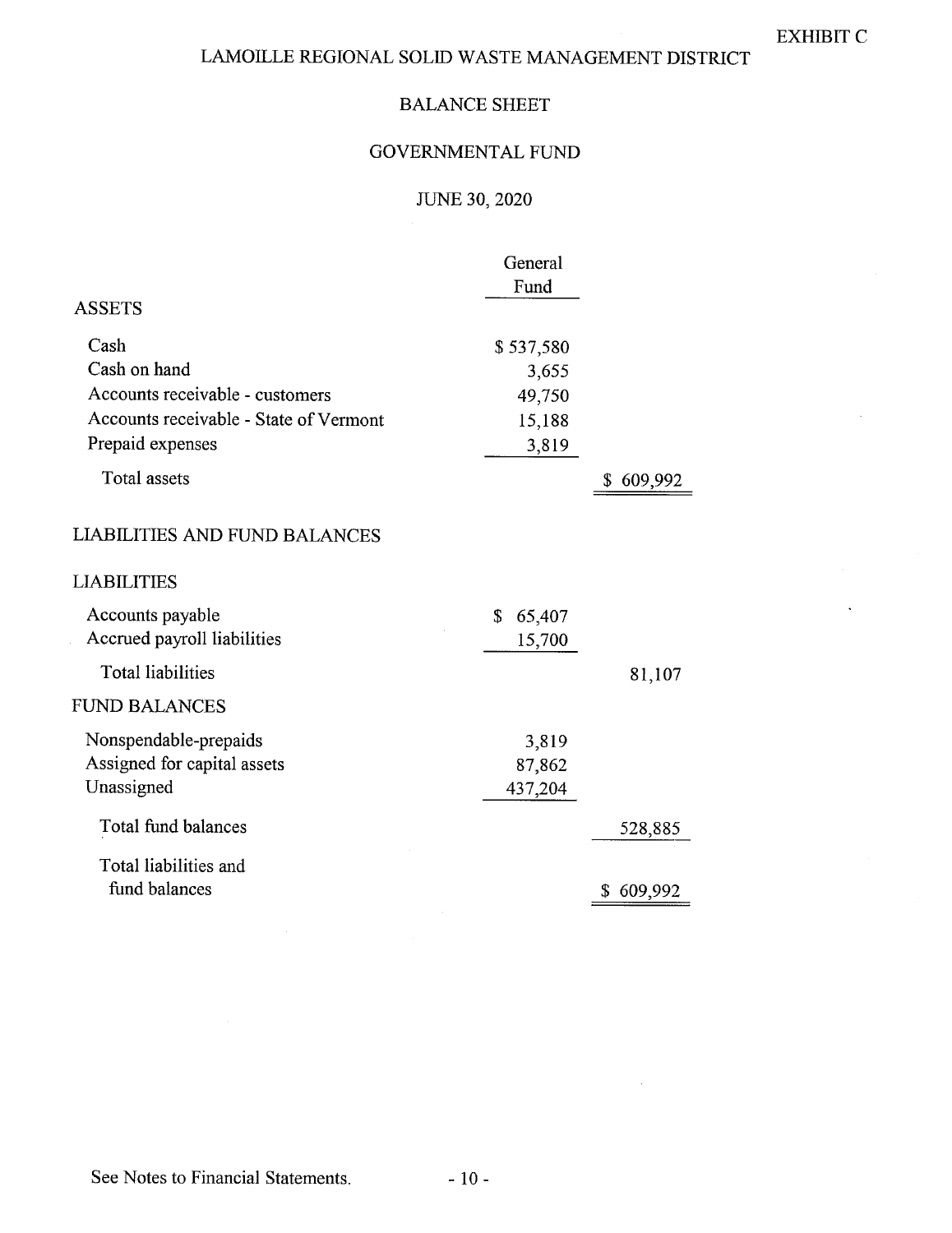EXHIBIT C

# LAMOILLE REGIONAL SOLID WASTE MANAGEMENT DISTRICT

## BALANCE SHEET

## GOVERNMENTAL FUND

## JUNE 30, 2020

| | General Fund | |
|---|---|---|
| **ASSETS** | | |
| Cash | $ 537,580 | |
| Cash on hand | 3,655 | |
| Accounts receivable - customers | 49,750 | |
| Accounts receivable - State of Vermont | 15,188 | |
| Prepaid expenses | 3,819 | |
| Total assets | | $ 609,992 |
| **LIABILITIES AND FUND BALANCES** | | |
| **LIABILITIES** | | |
| Accounts payable | $ 65,407 | |
| Accrued payroll liabilities | 15,700 | |
| Total liabilities | | 81,107 |
| **FUND BALANCES** | | |
| Nonspendable-prepaids | 3,819 | |
| Assigned for capital assets | 87,862 | |
| Unassigned | 437,204 | |
| Total fund balances | | 528,885 |
| Total liabilities and fund balances | | $ 609,992 |

See Notes to Financial Statements.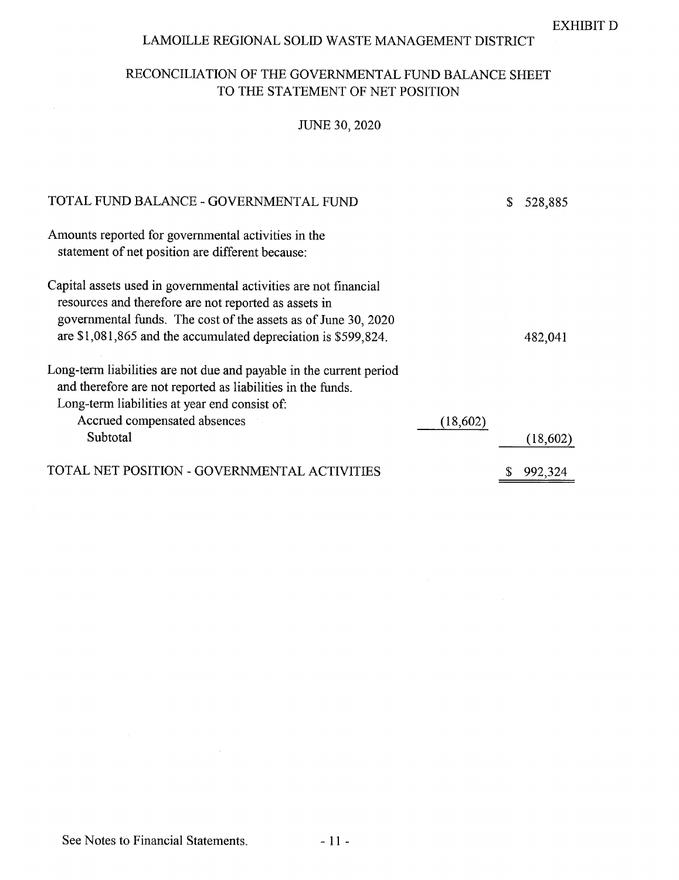EXHIBIT D

# LAMOILLE REGIONAL SOLID WASTE MANAGEMENT DISTRICT

## RECONCILIATION OF THE GOVERNMENTAL FUND BALANCE SHEET TO THE STATEMENT OF NET POSITION

### JUNE 30, 2020

| | | |
|---|---|---|
| TOTAL FUND BALANCE - GOVERNMENTAL FUND | | $ 528,885 |
| Amounts reported for governmental activities in the statement of net position are different because: | | |
| Capital assets used in governmental activities are not financial resources and therefore are not reported as assets in governmental funds. The cost of the assets as of June 30, 2020 are $1,081,865 and the accumulated depreciation is $599,824. | | 482,041 |
| Long-term liabilities are not due and payable in the current period and therefore are not reported as liabilities in the funds. Long-term liabilities at year end consist of: | | |
| Accrued compensated absences | (18,602) | |
| Subtotal | | (18,602) |
| TOTAL NET POSITION - GOVERNMENTAL ACTIVITIES | | $ 992,324 |

See Notes to Financial Statements.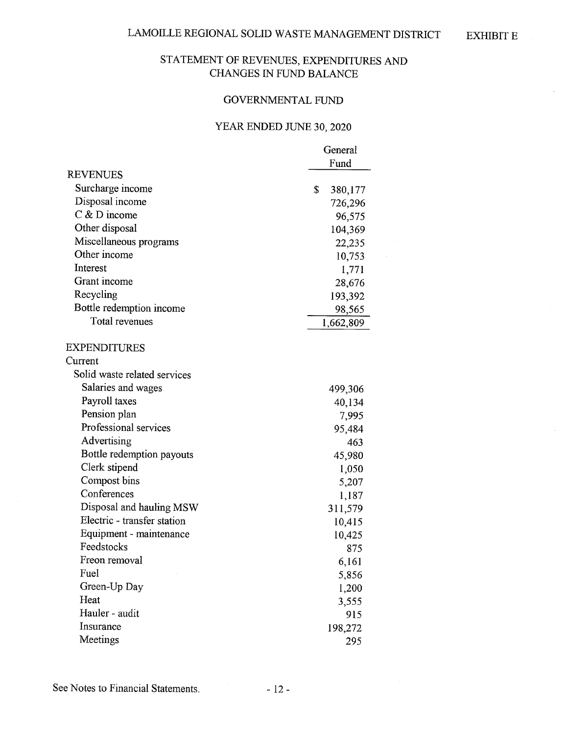# LAMOILLE REGIONAL SOLID WASTE MANAGEMENT DISTRICT

EXHIBIT E

## STATEMENT OF REVENUES, EXPENDITURES AND CHANGES IN FUND BALANCE

### GOVERNMENTAL FUND

### YEAR ENDED JUNE 30, 2020

| | General Fund |
|---|---|
| **REVENUES** | |
| Surcharge income | $ 380,177 |
| Disposal income | 726,296 |
| C & D income | 96,575 |
| Other disposal | 104,369 |
| Miscellaneous programs | 22,235 |
| Other income | 10,753 |
| Interest | 1,771 |
| Grant income | 28,676 |
| Recycling | 193,392 |
| Bottle redemption income | 98,565 |
| Total revenues | 1,662,809 |
| | |
| **EXPENDITURES** | |
| Current | |
| Solid waste related services | |
| Salaries and wages | 499,306 |
| Payroll taxes | 40,134 |
| Pension plan | 7,995 |
| Professional services | 95,484 |
| Advertising | 463 |
| Bottle redemption payouts | 45,980 |
| Clerk stipend | 1,050 |
| Compost bins | 5,207 |
| Conferences | 1,187 |
| Disposal and hauling MSW | 311,579 |
| Electric - transfer station | 10,415 |
| Equipment - maintenance | 10,425 |
| Feedstocks | 875 |
| Freon removal | 6,161 |
| Fuel | 5,856 |
| Green-Up Day | 1,200 |
| Heat | 3,555 |
| Hauler - audit | 915 |
| Insurance | 198,272 |
| Meetings | 295 |

See Notes to Financial Statements.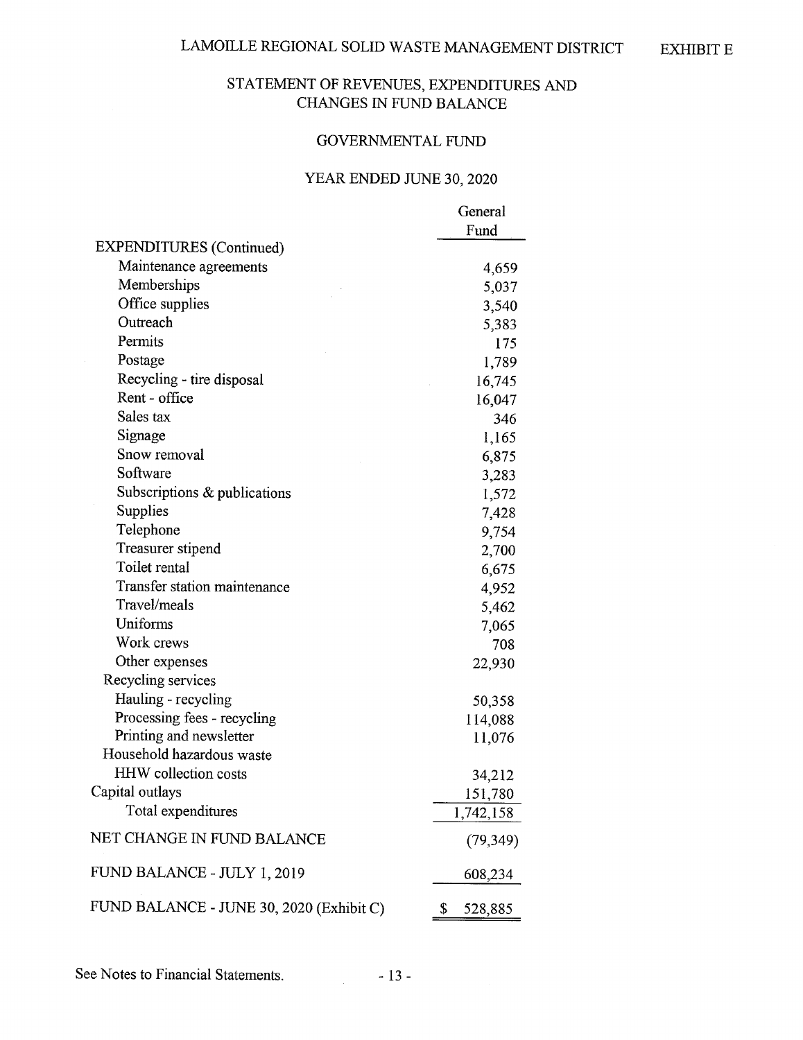# LAMOILLE REGIONAL SOLID WASTE MANAGEMENT DISTRICT

EXHIBIT E

## STATEMENT OF REVENUES, EXPENDITURES AND CHANGES IN FUND BALANCE

### GOVERNMENTAL FUND

### YEAR ENDED JUNE 30, 2020

| | General Fund |
|---|---|
| EXPENDITURES (Continued) | |
| Maintenance agreements | 4,659 |
| Memberships | 5,037 |
| Office supplies | 3,540 |
| Outreach | 5,383 |
| Permits | 175 |
| Postage | 1,789 |
| Recycling - tire disposal | 16,745 |
| Rent - office | 16,047 |
| Sales tax | 346 |
| Signage | 1,165 |
| Snow removal | 6,875 |
| Software | 3,283 |
| Subscriptions & publications | 1,572 |
| Supplies | 7,428 |
| Telephone | 9,754 |
| Treasurer stipend | 2,700 |
| Toilet rental | 6,675 |
| Transfer station maintenance | 4,952 |
| Travel/meals | 5,462 |
| Uniforms | 7,065 |
| Work crews | 708 |
| Other expenses | 22,930 |
| Recycling services | |
| Hauling - recycling | 50,358 |
| Processing fees - recycling | 114,088 |
| Printing and newsletter | 11,076 |
| Household hazardous waste | |
| HHW collection costs | 34,212 |
| Capital outlays | 151,780 |
| Total expenditures | 1,742,158 |
| NET CHANGE IN FUND BALANCE | (79,349) |
| FUND BALANCE - JULY 1, 2019 | 608,234 |
| FUND BALANCE - JUNE 30, 2020 (Exhibit C) | $ 528,885 |

See Notes to Financial Statements.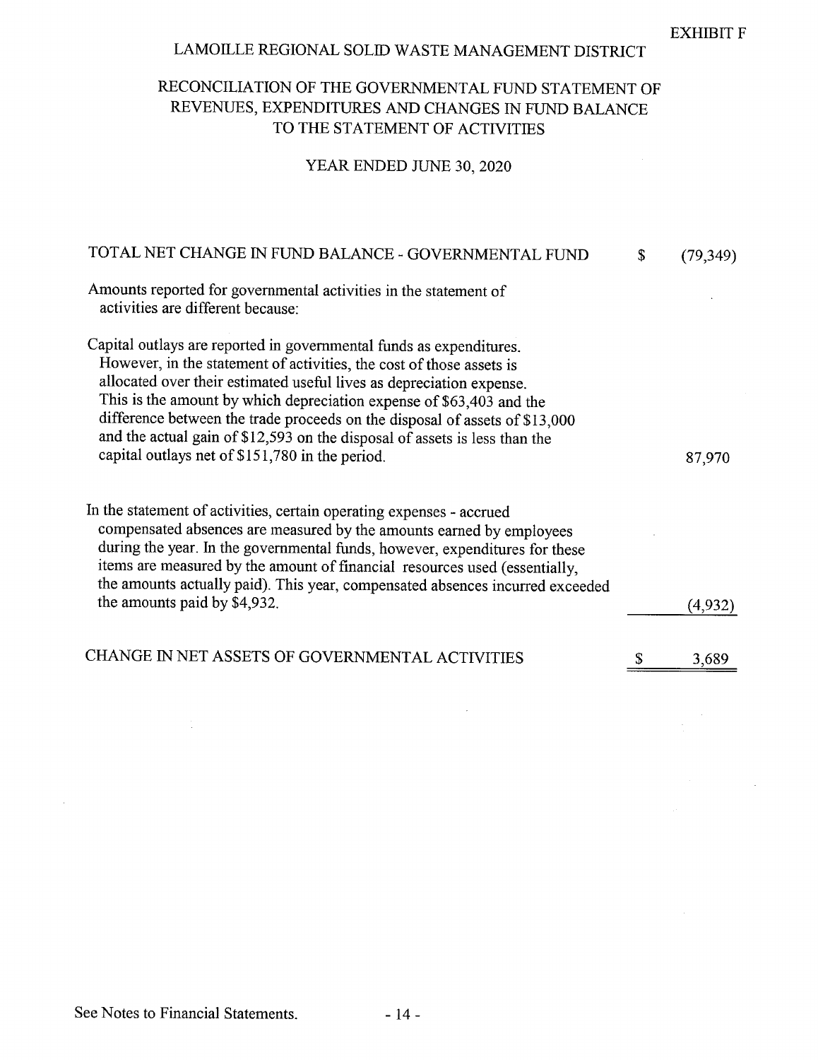EXHIBIT F

# LAMOILLE REGIONAL SOLID WASTE MANAGEMENT DISTRICT

## RECONCILIATION OF THE GOVERNMENTAL FUND STATEMENT OF REVENUES, EXPENDITURES AND CHANGES IN FUND BALANCE TO THE STATEMENT OF ACTIVITIES

### YEAR ENDED JUNE 30, 2020

| | | |
|---|---|---|
| TOTAL NET CHANGE IN FUND BALANCE - GOVERNMENTAL FUND | $ | (79,349) |
| Amounts reported for governmental activities in the statement of activities are different because: | | |
| Capital outlays are reported in governmental funds as expenditures. However, in the statement of activities, the cost of those assets is allocated over their estimated useful lives as depreciation expense. This is the amount by which depreciation expense of $63,403 and the difference between the trade proceeds on the disposal of assets of $13,000 and the actual gain of $12,593 on the disposal of assets is less than the capital outlays net of $151,780 in the period. | | 87,970 |
| In the statement of activities, certain operating expenses - accrued compensated absences are measured by the amounts earned by employees during the year. In the governmental funds, however, expenditures for these items are measured by the amount of financial resources used (essentially, the amounts actually paid). This year, compensated absences incurred exceeded the amounts paid by $4,932. | | (4,932) |
| CHANGE IN NET ASSETS OF GOVERNMENTAL ACTIVITIES | $ | 3,689 |

See Notes to Financial Statements.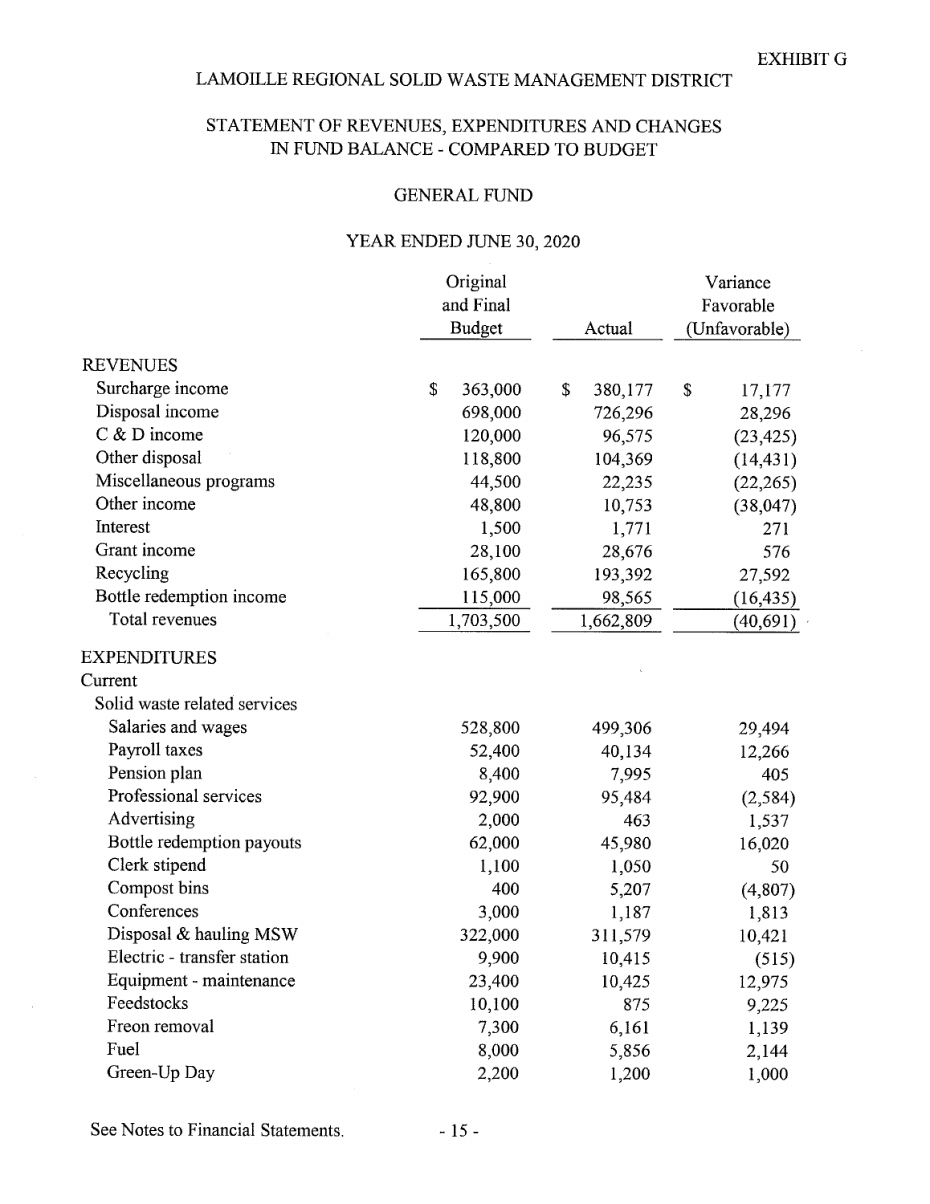EXHIBIT G

# LAMOILLE REGIONAL SOLID WASTE MANAGEMENT DISTRICT

## STATEMENT OF REVENUES, EXPENDITURES AND CHANGES IN FUND BALANCE - COMPARED TO BUDGET

### GENERAL FUND

### YEAR ENDED JUNE 30, 2020

| | Original and Final Budget | Actual | Variance Favorable (Unfavorable) |
|---|---|---|---|
| REVENUES | | | |
| Surcharge income | $ 363,000 | $ 380,177 | $ 17,177 |
| Disposal income | 698,000 | 726,296 | 28,296 |
| C & D income | 120,000 | 96,575 | (23,425) |
| Other disposal | 118,800 | 104,369 | (14,431) |
| Miscellaneous programs | 44,500 | 22,235 | (22,265) |
| Other income | 48,800 | 10,753 | (38,047) |
| Interest | 1,500 | 1,771 | 271 |
| Grant income | 28,100 | 28,676 | 576 |
| Recycling | 165,800 | 193,392 | 27,592 |
| Bottle redemption income | 115,000 | 98,565 | (16,435) |
| Total revenues | 1,703,500 | 1,662,809 | (40,691) |
| EXPENDITURES | | | |
| Current | | | |
| Solid waste related services | | | |
| Salaries and wages | 528,800 | 499,306 | 29,494 |
| Payroll taxes | 52,400 | 40,134 | 12,266 |
| Pension plan | 8,400 | 7,995 | 405 |
| Professional services | 92,900 | 95,484 | (2,584) |
| Advertising | 2,000 | 463 | 1,537 |
| Bottle redemption payouts | 62,000 | 45,980 | 16,020 |
| Clerk stipend | 1,100 | 1,050 | 50 |
| Compost bins | 400 | 5,207 | (4,807) |
| Conferences | 3,000 | 1,187 | 1,813 |
| Disposal & hauling MSW | 322,000 | 311,579 | 10,421 |
| Electric - transfer station | 9,900 | 10,415 | (515) |
| Equipment - maintenance | 23,400 | 10,425 | 12,975 |
| Feedstocks | 10,100 | 875 | 9,225 |
| Freon removal | 7,300 | 6,161 | 1,139 |
| Fuel | 8,000 | 5,856 | 2,144 |
| Green-Up Day | 2,200 | 1,200 | 1,000 |

See Notes to Financial Statements.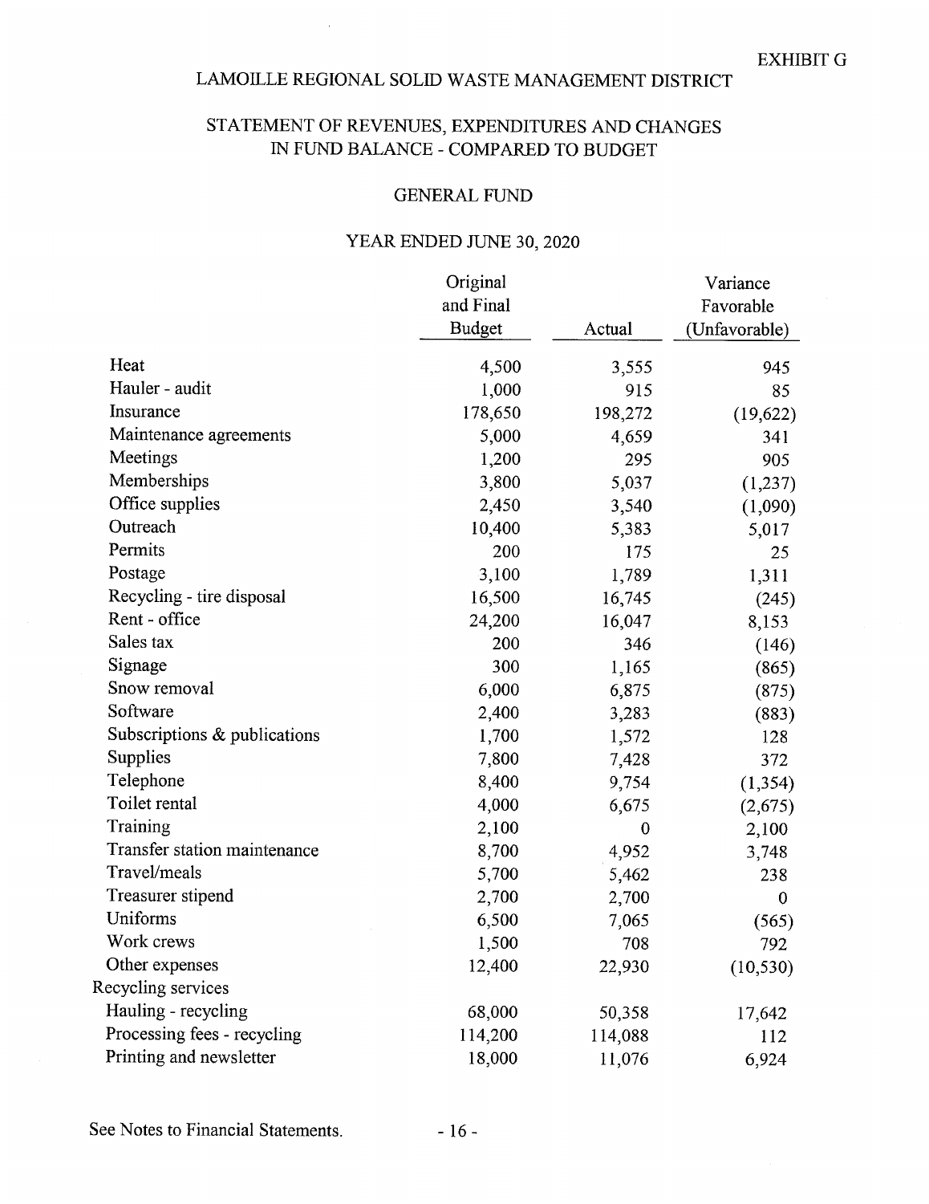EXHIBIT G

# LAMOILLE REGIONAL SOLID WASTE MANAGEMENT DISTRICT

## STATEMENT OF REVENUES, EXPENDITURES AND CHANGES IN FUND BALANCE - COMPARED TO BUDGET

### GENERAL FUND

### YEAR ENDED JUNE 30, 2020

| | Original and Final Budget | Actual | Variance Favorable (Unfavorable) |
|---|---|---|---|
| Heat | 4,500 | 3,555 | 945 |
| Hauler - audit | 1,000 | 915 | 85 |
| Insurance | 178,650 | 198,272 | (19,622) |
| Maintenance agreements | 5,000 | 4,659 | 341 |
| Meetings | 1,200 | 295 | 905 |
| Memberships | 3,800 | 5,037 | (1,237) |
| Office supplies | 2,450 | 3,540 | (1,090) |
| Outreach | 10,400 | 5,383 | 5,017 |
| Permits | 200 | 175 | 25 |
| Postage | 3,100 | 1,789 | 1,311 |
| Recycling - tire disposal | 16,500 | 16,745 | (245) |
| Rent - office | 24,200 | 16,047 | 8,153 |
| Sales tax | 200 | 346 | (146) |
| Signage | 300 | 1,165 | (865) |
| Snow removal | 6,000 | 6,875 | (875) |
| Software | 2,400 | 3,283 | (883) |
| Subscriptions & publications | 1,700 | 1,572 | 128 |
| Supplies | 7,800 | 7,428 | 372 |
| Telephone | 8,400 | 9,754 | (1,354) |
| Toilet rental | 4,000 | 6,675 | (2,675) |
| Training | 2,100 | 0 | 2,100 |
| Transfer station maintenance | 8,700 | 4,952 | 3,748 |
| Travel/meals | 5,700 | 5,462 | 238 |
| Treasurer stipend | 2,700 | 2,700 | 0 |
| Uniforms | 6,500 | 7,065 | (565) |
| Work crews | 1,500 | 708 | 792 |
| Other expenses | 12,400 | 22,930 | (10,530) |
| Recycling services | | | |
| Hauling - recycling | 68,000 | 50,358 | 17,642 |
| Processing fees - recycling | 114,200 | 114,088 | 112 |
| Printing and newsletter | 18,000 | 11,076 | 6,924 |

See Notes to Financial Statements.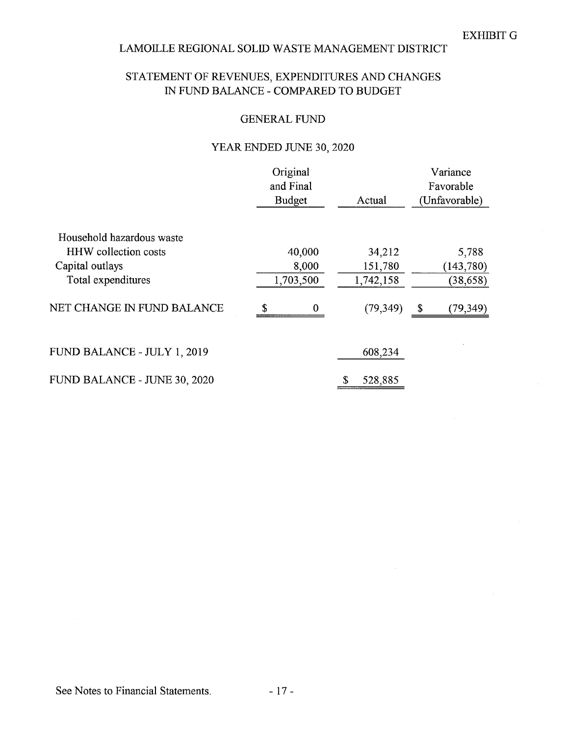EXHIBIT G

# LAMOILLE REGIONAL SOLID WASTE MANAGEMENT DISTRICT

## STATEMENT OF REVENUES, EXPENDITURES AND CHANGES IN FUND BALANCE - COMPARED TO BUDGET

### GENERAL FUND

### YEAR ENDED JUNE 30, 2020

| | Original and Final Budget | Actual | Variance Favorable (Unfavorable) |
|---|---|---|---|
| Household hazardous waste | | | |
| HHW collection costs | 40,000 | 34,212 | 5,788 |
| Capital outlays | 8,000 | 151,780 | (143,780) |
| Total expenditures | 1,703,500 | 1,742,158 | (38,658) |
| NET CHANGE IN FUND BALANCE | $ 0 | (79,349) | $ (79,349) |
| FUND BALANCE - JULY 1, 2019 | | 608,234 | |
| FUND BALANCE - JUNE 30, 2020 | | $ 528,885 | |

See Notes to Financial Statements.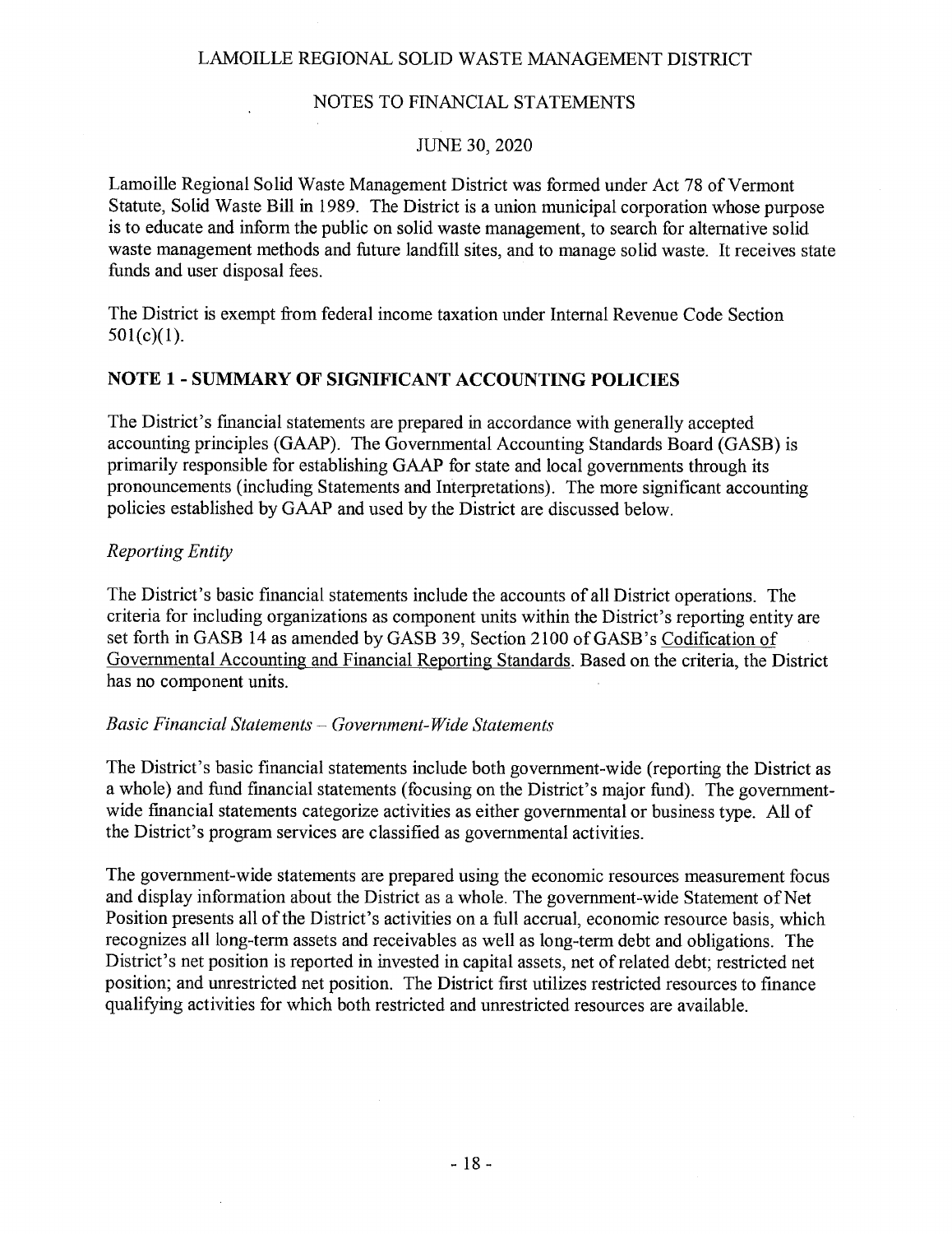# LAMOILLE REGIONAL SOLID WASTE MANAGEMENT DISTRICT

## NOTES TO FINANCIAL STATEMENTS

### JUNE 30, 2020

Lamoille Regional Solid Waste Management District was formed under Act 78 of Vermont Statute, Solid Waste Bill in 1989. The District is a union municipal corporation whose purpose is to educate and inform the public on solid waste management, to search for alternative solid waste management methods and future landfill sites, and to manage solid waste. It receives state funds and user disposal fees.

The District is exempt from federal income taxation under Internal Revenue Code Section 501(c)(1).

## NOTE 1 - SUMMARY OF SIGNIFICANT ACCOUNTING POLICIES

The District's financial statements are prepared in accordance with generally accepted accounting principles (GAAP). The Governmental Accounting Standards Board (GASB) is primarily responsible for establishing GAAP for state and local governments through its pronouncements (including Statements and Interpretations). The more significant accounting policies established by GAAP and used by the District are discussed below.

*Reporting Entity*

The District's basic financial statements include the accounts of all District operations. The criteria for including organizations as component units within the District's reporting entity are set forth in GASB 14 as amended by GASB 39, Section 2100 of GASB's Codification of Governmental Accounting and Financial Reporting Standards. Based on the criteria, the District has no component units.

*Basic Financial Statements – Government-Wide Statements*

The District's basic financial statements include both government-wide (reporting the District as a whole) and fund financial statements (focusing on the District's major fund). The government-wide financial statements categorize activities as either governmental or business type. All of the District's program services are classified as governmental activities.

The government-wide statements are prepared using the economic resources measurement focus and display information about the District as a whole. The government-wide Statement of Net Position presents all of the District's activities on a full accrual, economic resource basis, which recognizes all long-term assets and receivables as well as long-term debt and obligations. The District's net position is reported in invested in capital assets, net of related debt; restricted net position; and unrestricted net position. The District first utilizes restricted resources to finance qualifying activities for which both restricted and unrestricted resources are available.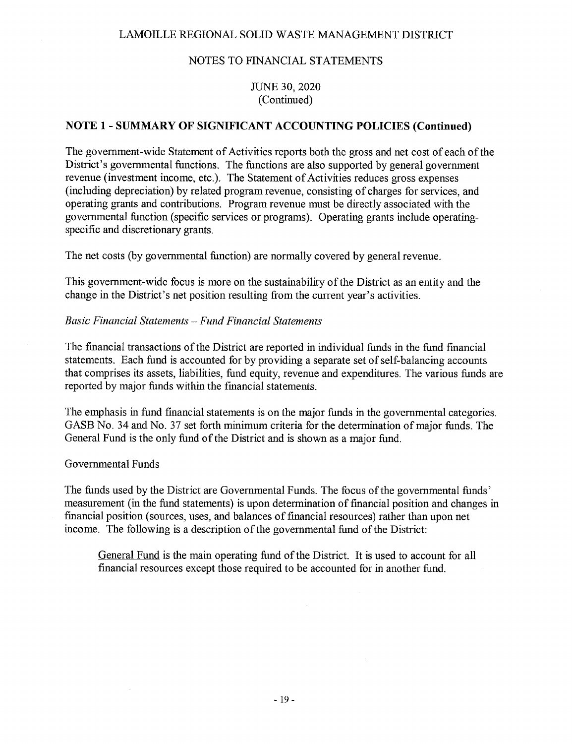## NOTE 1 - SUMMARY OF SIGNIFICANT ACCOUNTING POLICIES (Continued)

The government-wide Statement of Activities reports both the gross and net cost of each of the District's governmental functions. The functions are also supported by general government revenue (investment income, etc.). The Statement of Activities reduces gross expenses (including depreciation) by related program revenue, consisting of charges for services, and operating grants and contributions. Program revenue must be directly associated with the governmental function (specific services or programs). Operating grants include operating-specific and discretionary grants.

The net costs (by governmental function) are normally covered by general revenue.

This government-wide focus is more on the sustainability of the District as an entity and the change in the District's net position resulting from the current year's activities.

*Basic Financial Statements – Fund Financial Statements*

The financial transactions of the District are reported in individual funds in the fund financial statements. Each fund is accounted for by providing a separate set of self-balancing accounts that comprises its assets, liabilities, fund equity, revenue and expenditures. The various funds are reported by major funds within the financial statements.

The emphasis in fund financial statements is on the major funds in the governmental categories. GASB No. 34 and No. 37 set forth minimum criteria for the determination of major funds. The General Fund is the only fund of the District and is shown as a major fund.

Governmental Funds

The funds used by the District are Governmental Funds. The focus of the governmental funds' measurement (in the fund statements) is upon determination of financial position and changes in financial position (sources, uses, and balances of financial resources) rather than upon net income. The following is a description of the governmental fund of the District:

> General Fund is the main operating fund of the District. It is used to account for all financial resources except those required to be accounted for in another fund.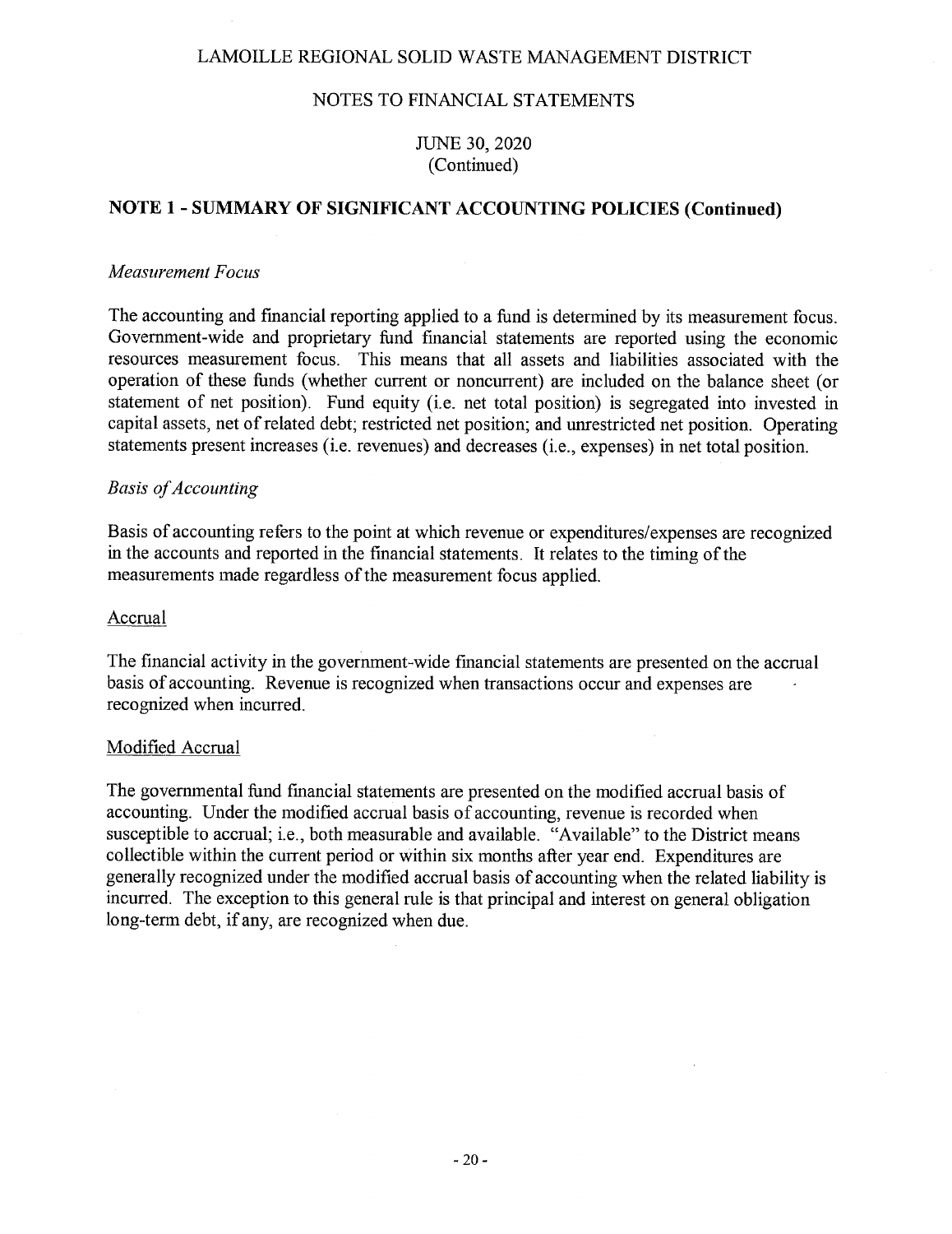## NOTE 1 - SUMMARY OF SIGNIFICANT ACCOUNTING POLICIES (Continued)

*Measurement Focus*

The accounting and financial reporting applied to a fund is determined by its measurement focus. Government-wide and proprietary fund financial statements are reported using the economic resources measurement focus. This means that all assets and liabilities associated with the operation of these funds (whether current or noncurrent) are included on the balance sheet (or statement of net position). Fund equity (i.e. net total position) is segregated into invested in capital assets, net of related debt; restricted net position; and unrestricted net position. Operating statements present increases (i.e. revenues) and decreases (i.e., expenses) in net total position.

*Basis of Accounting*

Basis of accounting refers to the point at which revenue or expenditures/expenses are recognized in the accounts and reported in the financial statements. It relates to the timing of the measurements made regardless of the measurement focus applied.

Accrual

The financial activity in the government-wide financial statements are presented on the accrual basis of accounting. Revenue is recognized when transactions occur and expenses are recognized when incurred.

Modified Accrual

The governmental fund financial statements are presented on the modified accrual basis of accounting. Under the modified accrual basis of accounting, revenue is recorded when susceptible to accrual; i.e., both measurable and available. "Available" to the District means collectible within the current period or within six months after year end. Expenditures are generally recognized under the modified accrual basis of accounting when the related liability is incurred. The exception to this general rule is that principal and interest on general obligation long-term debt, if any, are recognized when due.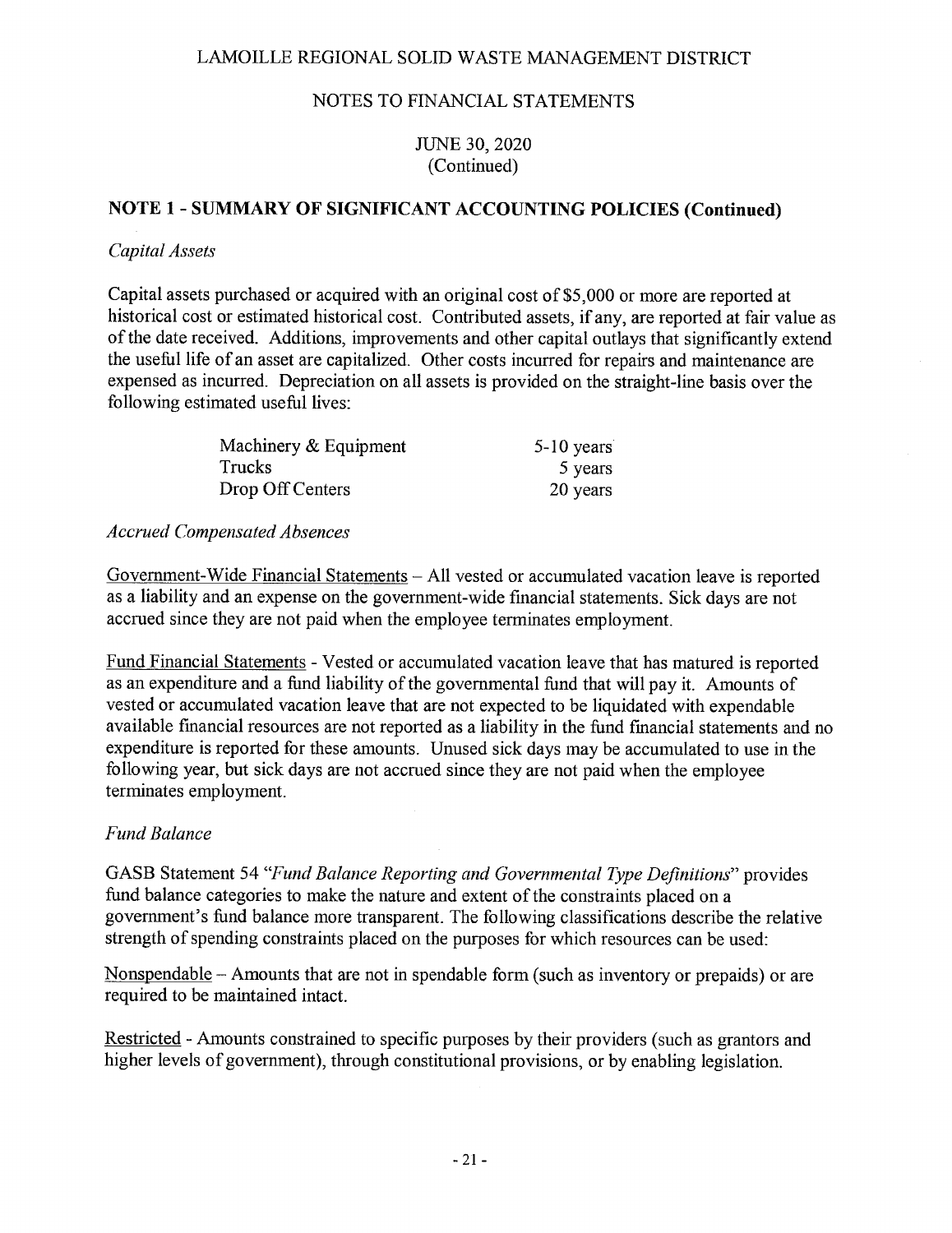LAMOILLE REGIONAL SOLID WASTE MANAGEMENT DISTRICT

NOTES TO FINANCIAL STATEMENTS

JUNE 30, 2020
(Continued)

## NOTE 1 - SUMMARY OF SIGNIFICANT ACCOUNTING POLICIES (Continued)

*Capital Assets*

Capital assets purchased or acquired with an original cost of $5,000 or more are reported at historical cost or estimated historical cost. Contributed assets, if any, are reported at fair value as of the date received. Additions, improvements and other capital outlays that significantly extend the useful life of an asset are capitalized. Other costs incurred for repairs and maintenance are expensed as incurred. Depreciation on all assets is provided on the straight-line basis over the following estimated useful lives:

| | |
|---|---|
| Machinery & Equipment | 5-10 years |
| Trucks | 5 years |
| Drop Off Centers | 20 years |

*Accrued Compensated Absences*

Government-Wide Financial Statements – All vested or accumulated vacation leave is reported as a liability and an expense on the government-wide financial statements. Sick days are not accrued since they are not paid when the employee terminates employment.

Fund Financial Statements - Vested or accumulated vacation leave that has matured is reported as an expenditure and a fund liability of the governmental fund that will pay it. Amounts of vested or accumulated vacation leave that are not expected to be liquidated with expendable available financial resources are not reported as a liability in the fund financial statements and no expenditure is reported for these amounts. Unused sick days may be accumulated to use in the following year, but sick days are not accrued since they are not paid when the employee terminates employment.

*Fund Balance*

GASB Statement 54 "*Fund Balance Reporting and Governmental Type Definitions*" provides fund balance categories to make the nature and extent of the constraints placed on a government's fund balance more transparent. The following classifications describe the relative strength of spending constraints placed on the purposes for which resources can be used:

Nonspendable – Amounts that are not in spendable form (such as inventory or prepaids) or are required to be maintained intact.

Restricted - Amounts constrained to specific purposes by their providers (such as grantors and higher levels of government), through constitutional provisions, or by enabling legislation.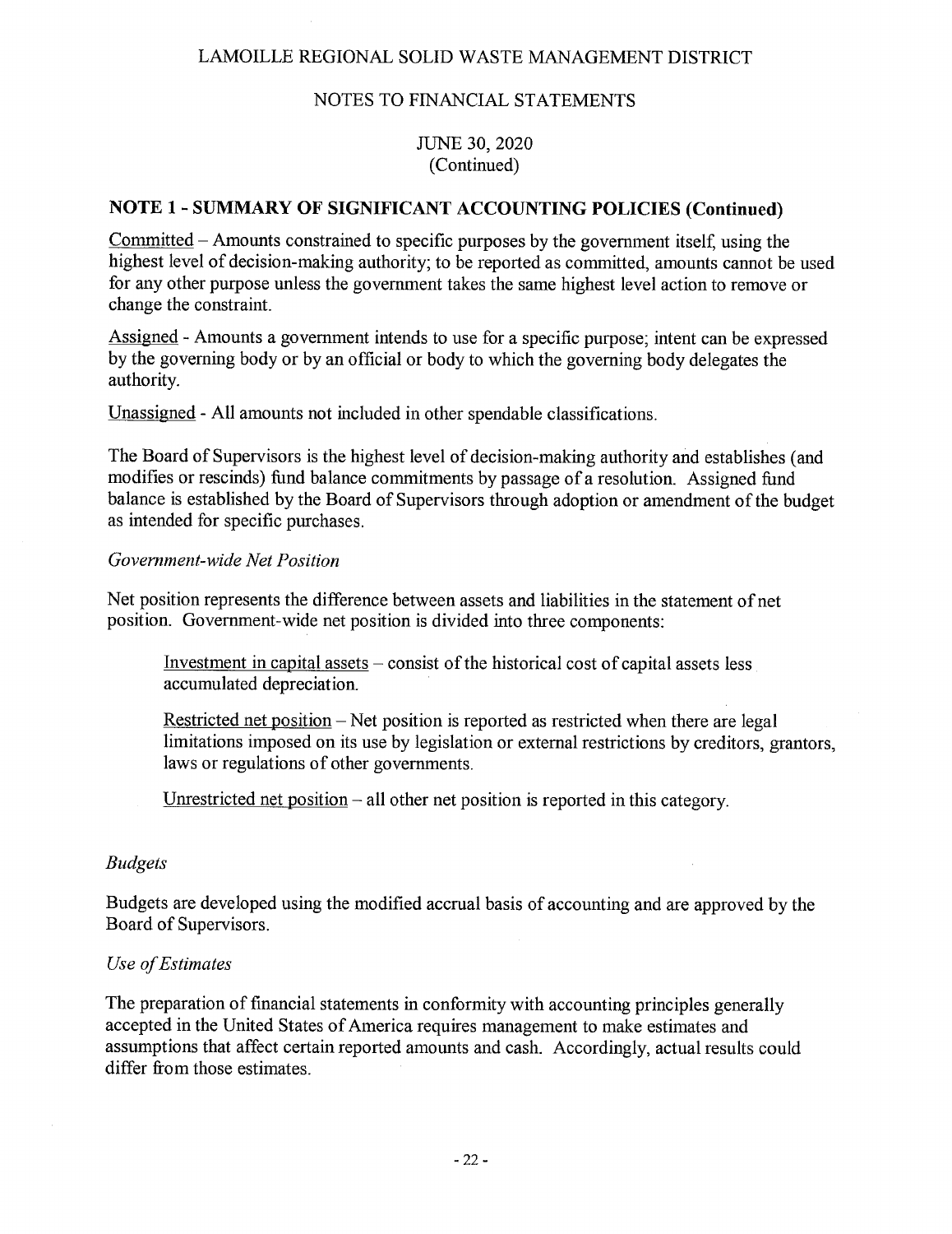LAMOILLE REGIONAL SOLID WASTE MANAGEMENT DISTRICT

NOTES TO FINANCIAL STATEMENTS

JUNE 30, 2020
(Continued)

## NOTE 1 - SUMMARY OF SIGNIFICANT ACCOUNTING POLICIES (Continued)

Committed – Amounts constrained to specific purposes by the government itself, using the highest level of decision-making authority; to be reported as committed, amounts cannot be used for any other purpose unless the government takes the same highest level action to remove or change the constraint.

Assigned - Amounts a government intends to use for a specific purpose; intent can be expressed by the governing body or by an official or body to which the governing body delegates the authority.

Unassigned - All amounts not included in other spendable classifications.

The Board of Supervisors is the highest level of decision-making authority and establishes (and modifies or rescinds) fund balance commitments by passage of a resolution. Assigned fund balance is established by the Board of Supervisors through adoption or amendment of the budget as intended for specific purchases.

*Government-wide Net Position*

Net position represents the difference between assets and liabilities in the statement of net position. Government-wide net position is divided into three components:

Investment in capital assets – consist of the historical cost of capital assets less accumulated depreciation.

Restricted net position – Net position is reported as restricted when there are legal limitations imposed on its use by legislation or external restrictions by creditors, grantors, laws or regulations of other governments.

Unrestricted net position – all other net position is reported in this category.

*Budgets*

Budgets are developed using the modified accrual basis of accounting and are approved by the Board of Supervisors.

*Use of Estimates*

The preparation of financial statements in conformity with accounting principles generally accepted in the United States of America requires management to make estimates and assumptions that affect certain reported amounts and cash. Accordingly, actual results could differ from those estimates.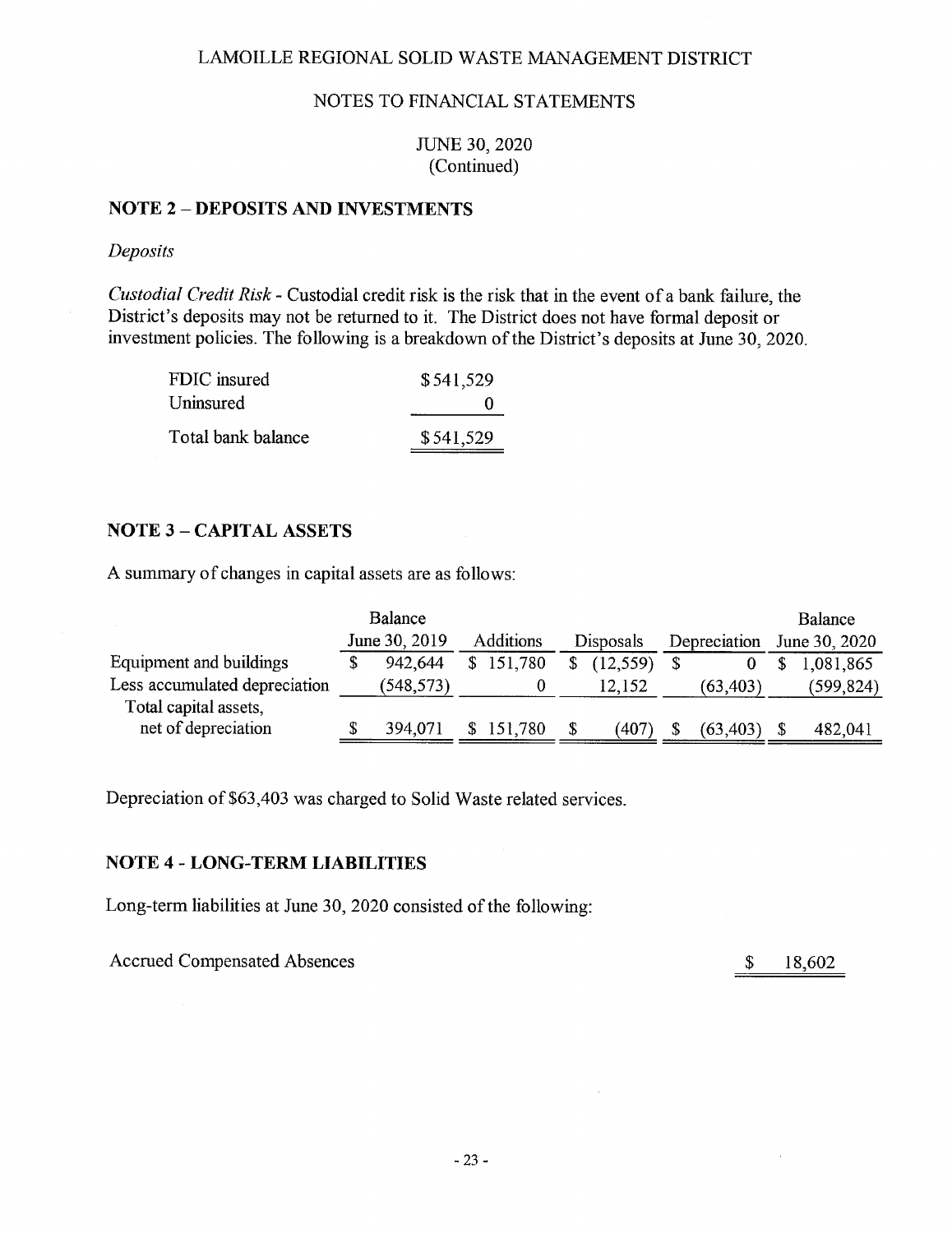LAMOILLE REGIONAL SOLID WASTE MANAGEMENT DISTRICT

NOTES TO FINANCIAL STATEMENTS

JUNE 30, 2020
(Continued)

## NOTE 2 – DEPOSITS AND INVESTMENTS

*Deposits*

*Custodial Credit Risk* - Custodial credit risk is the risk that in the event of a bank failure, the District's deposits may not be returned to it. The District does not have formal deposit or investment policies. The following is a breakdown of the District's deposits at June 30, 2020.

| | |
|---|---|
| FDIC insured | $541,529 |
| Uninsured | 0 |
| Total bank balance | $541,529 |

## NOTE 3 – CAPITAL ASSETS

A summary of changes in capital assets are as follows:

| | Balance June 30, 2019 | Additions | Disposals | Depreciation | Balance June 30, 2020 |
|---|---|---|---|---|---|
| Equipment and buildings | $ 942,644 | $ 151,780 | $ (12,559) | $ 0 | $ 1,081,865 |
| Less accumulated depreciation | (548,573) | 0 | 12,152 | (63,403) | (599,824) |
| Total capital assets, net of depreciation | $ 394,071 | $ 151,780 | $ (407) | $ (63,403) | $ 482,041 |

Depreciation of $63,403 was charged to Solid Waste related services.

## NOTE 4 - LONG-TERM LIABILITIES

Long-term liabilities at June 30, 2020 consisted of the following:

| | |
|---|---|
| Accrued Compensated Absences | $ 18,602 |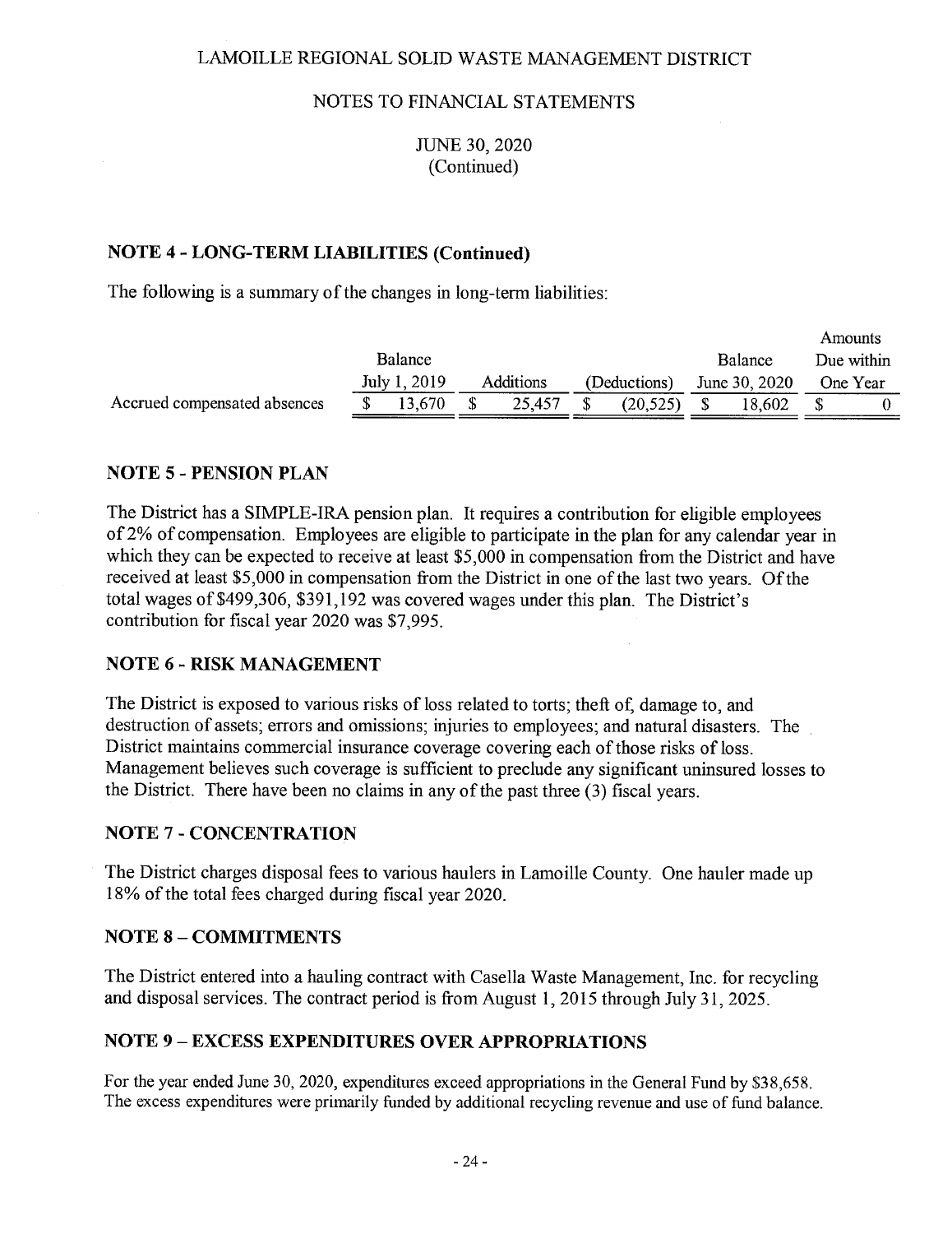LAMOILLE REGIONAL SOLID WASTE MANAGEMENT DISTRICT

NOTES TO FINANCIAL STATEMENTS

JUNE 30, 2020
(Continued)

## NOTE 4 - LONG-TERM LIABILITIES (Continued)

The following is a summary of the changes in long-term liabilities:

| | Balance July 1, 2019 | Additions | (Deductions) | Balance June 30, 2020 | Amounts Due within One Year |
|---|---|---|---|---|---|
| Accrued compensated absences | $ 13,670 | $ 25,457 | $ (20,525) | $ 18,602 | $ 0 |

## NOTE 5 - PENSION PLAN

The District has a SIMPLE-IRA pension plan. It requires a contribution for eligible employees of 2% of compensation. Employees are eligible to participate in the plan for any calendar year in which they can be expected to receive at least $5,000 in compensation from the District and have received at least $5,000 in compensation from the District in one of the last two years. Of the total wages of $499,306, $391,192 was covered wages under this plan. The District's contribution for fiscal year 2020 was $7,995.

## NOTE 6 - RISK MANAGEMENT

The District is exposed to various risks of loss related to torts; theft of, damage to, and destruction of assets; errors and omissions; injuries to employees; and natural disasters. The District maintains commercial insurance coverage covering each of those risks of loss. Management believes such coverage is sufficient to preclude any significant uninsured losses to the District. There have been no claims in any of the past three (3) fiscal years.

## NOTE 7 - CONCENTRATION

The District charges disposal fees to various haulers in Lamoille County. One hauler made up 18% of the total fees charged during fiscal year 2020.

## NOTE 8 – COMMITMENTS

The District entered into a hauling contract with Casella Waste Management, Inc. for recycling and disposal services. The contract period is from August 1, 2015 through July 31, 2025.

## NOTE 9 – EXCESS EXPENDITURES OVER APPROPRIATIONS

For the year ended June 30, 2020, expenditures exceed appropriations in the General Fund by $38,658. The excess expenditures were primarily funded by additional recycling revenue and use of fund balance.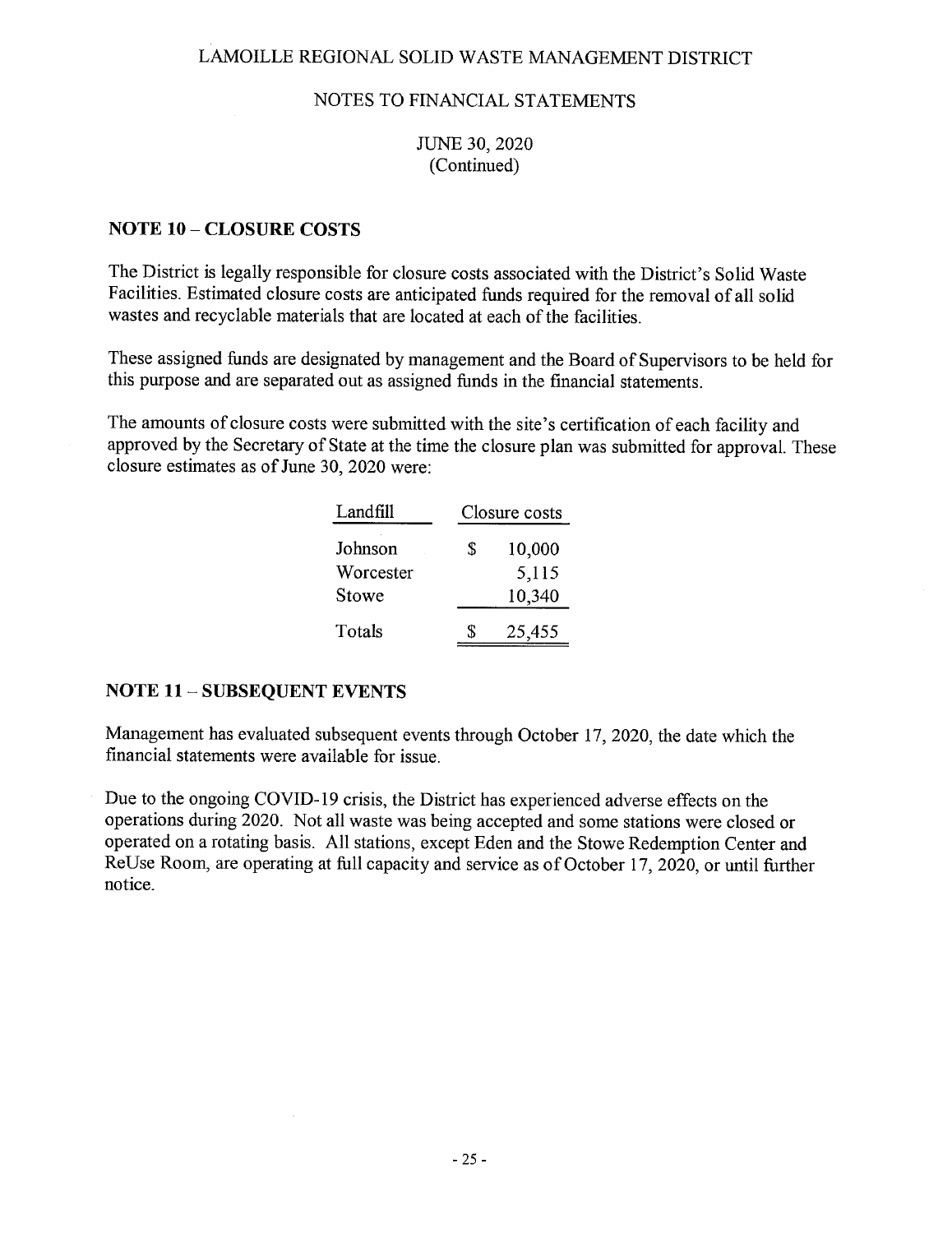## NOTE 10 – CLOSURE COSTS

The District is legally responsible for closure costs associated with the District's Solid Waste Facilities. Estimated closure costs are anticipated funds required for the removal of all solid wastes and recyclable materials that are located at each of the facilities.

These assigned funds are designated by management and the Board of Supervisors to be held for this purpose and are separated out as assigned funds in the financial statements.

The amounts of closure costs were submitted with the site's certification of each facility and approved by the Secretary of State at the time the closure plan was submitted for approval. These closure estimates as of June 30, 2020 were:

| Landfill | Closure costs |
|---|---|
| Johnson | $ 10,000 |
| Worcester | 5,115 |
| Stowe | 10,340 |
| Totals | $ 25,455 |

## NOTE 11 – SUBSEQUENT EVENTS

Management has evaluated subsequent events through October 17, 2020, the date which the financial statements were available for issue.

Due to the ongoing COVID-19 crisis, the District has experienced adverse effects on the operations during 2020. Not all waste was being accepted and some stations were closed or operated on a rotating basis. All stations, except Eden and the Stowe Redemption Center and ReUse Room, are operating at full capacity and service as of October 17, 2020, or until further notice.